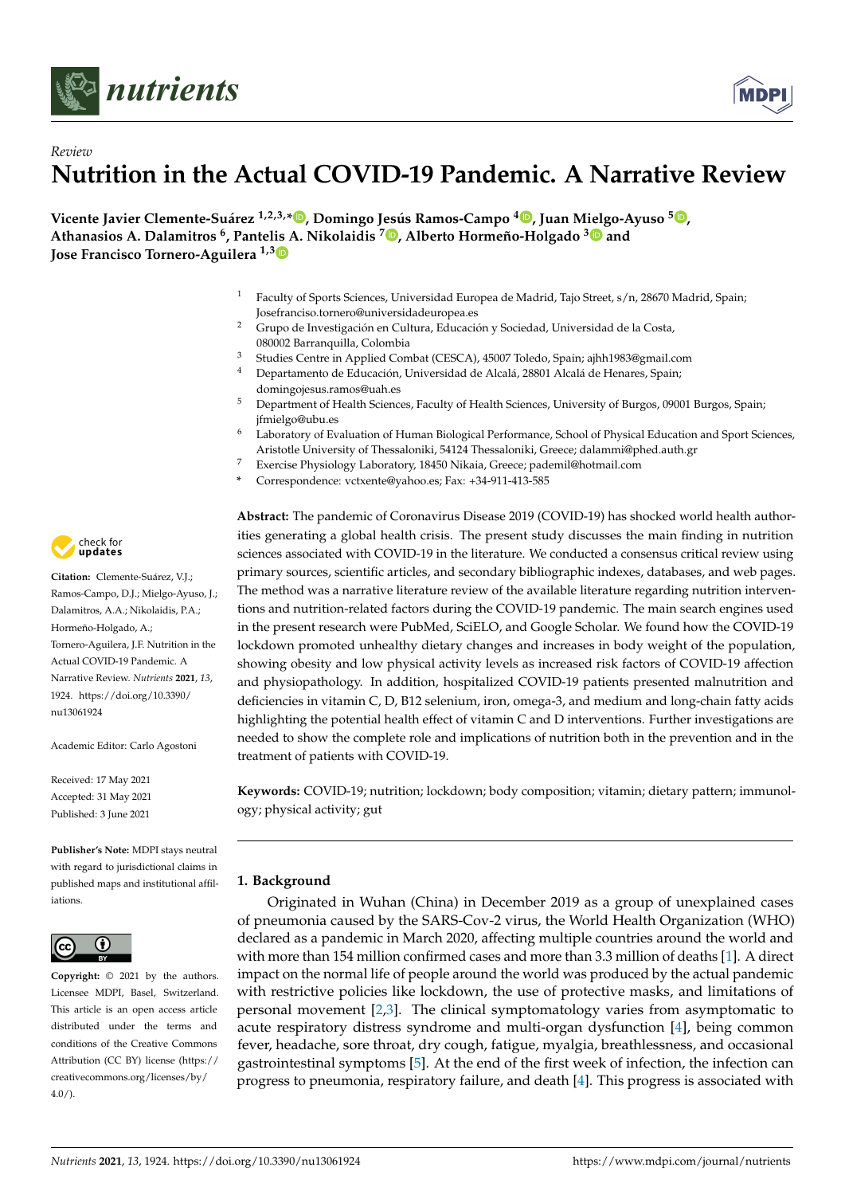*nutrients*

*Review*

# Nutrition in the Actual COVID-19 Pandemic. A Narrative Review

**Vicente Javier Clemente-Suárez [1,2,3,*], Domingo Jesús Ramos-Campo [4], Juan Mielgo-Ayuso [5], Athanasios A. Dalamitros [6], Pantelis A. Nikolaidis [7], Alberto Hormeño-Holgado [3] and Jose Francisco Tornero-Aguilera [1,3]**

1 Faculty of Sports Sciences, Universidad Europea de Madrid, Tajo Street, s/n, 28670 Madrid, Spain; Josefranciso.tornero@universidadeuropea.es
2 Grupo de Investigación en Cultura, Educación y Sociedad, Universidad de la Costa, 080002 Barranquilla, Colombia
3 Studies Centre in Applied Combat (CESCA), 45007 Toledo, Spain; ajhh1983@gmail.com
4 Departamento de Educación, Universidad de Alcalá, 28801 Alcalá de Henares, Spain; domingojesus.ramos@uah.es
5 Department of Health Sciences, Faculty of Health Sciences, University of Burgos, 09001 Burgos, Spain; jfmielgo@ubu.es
6 Laboratory of Evaluation of Human Biological Performance, School of Physical Education and Sport Sciences, Aristotle University of Thessaloniki, 54124 Thessaloniki, Greece; dalammi@phed.auth.gr
7 Exercise Physiology Laboratory, 18450 Nikaia, Greece; pademil@hotmail.com
* Correspondence: vctxente@yahoo.es; Fax: +34-911-413-585

**Citation:** Clemente-Suárez, V.J.; Ramos-Campo, D.J.; Mielgo-Ayuso, J.; Dalamitros, A.A.; Nikolaidis, P.A.; Hormeño-Holgado, A.; Tornero-Aguilera, J.F. Nutrition in the Actual COVID-19 Pandemic. A Narrative Review. *Nutrients* **2021**, *13*, 1924. https://doi.org/10.3390/nu13061924

Academic Editor: Carlo Agostoni

Received: 17 May 2021
Accepted: 31 May 2021
Published: 3 June 2021

**Publisher's Note:** MDPI stays neutral with regard to jurisdictional claims in published maps and institutional affiliations.

**Copyright:** © 2021 by the authors. Licensee MDPI, Basel, Switzerland. This article is an open access article distributed under the terms and conditions of the Creative Commons Attribution (CC BY) license (https://creativecommons.org/licenses/by/4.0/).

**Abstract:** The pandemic of Coronavirus Disease 2019 (COVID-19) has shocked world health authorities generating a global health crisis. The present study discusses the main finding in nutrition sciences associated with COVID-19 in the literature. We conducted a consensus critical review using primary sources, scientific articles, and secondary bibliographic indexes, databases, and web pages. The method was a narrative literature review of the available literature regarding nutrition interventions and nutrition-related factors during the COVID-19 pandemic. The main search engines used in the present research were PubMed, SciELO, and Google Scholar. We found how the COVID-19 lockdown promoted unhealthy dietary changes and increases in body weight of the population, showing obesity and low physical activity levels as increased risk factors of COVID-19 affection and physiopathology. In addition, hospitalized COVID-19 patients presented malnutrition and deficiencies in vitamin C, D, B12 selenium, iron, omega-3, and medium and long-chain fatty acids highlighting the potential health effect of vitamin C and D interventions. Further investigations are needed to show the complete role and implications of nutrition both in the prevention and in the treatment of patients with COVID-19.

**Keywords:** COVID-19; nutrition; lockdown; body composition; vitamin; dietary pattern; immunology; physical activity; gut

## 1. Background

Originated in Wuhan (China) in December 2019 as a group of unexplained cases of pneumonia caused by the SARS-Cov-2 virus, the World Health Organization (WHO) declared as a pandemic in March 2020, affecting multiple countries around the world and with more than 154 million confirmed cases and more than 3.3 million of deaths [1]. A direct impact on the normal life of people around the world was produced by the actual pandemic with restrictive policies like lockdown, the use of protective masks, and limitations of personal movement [2,3]. The clinical symptomatology varies from asymptomatic to acute respiratory distress syndrome and multi-organ dysfunction [4], being common fever, headache, sore throat, dry cough, fatigue, myalgia, breathlessness, and occasional gastrointestinal symptoms [5]. At the end of the first week of infection, the infection can progress to pneumonia, respiratory failure, and death [4]. This progress is associated with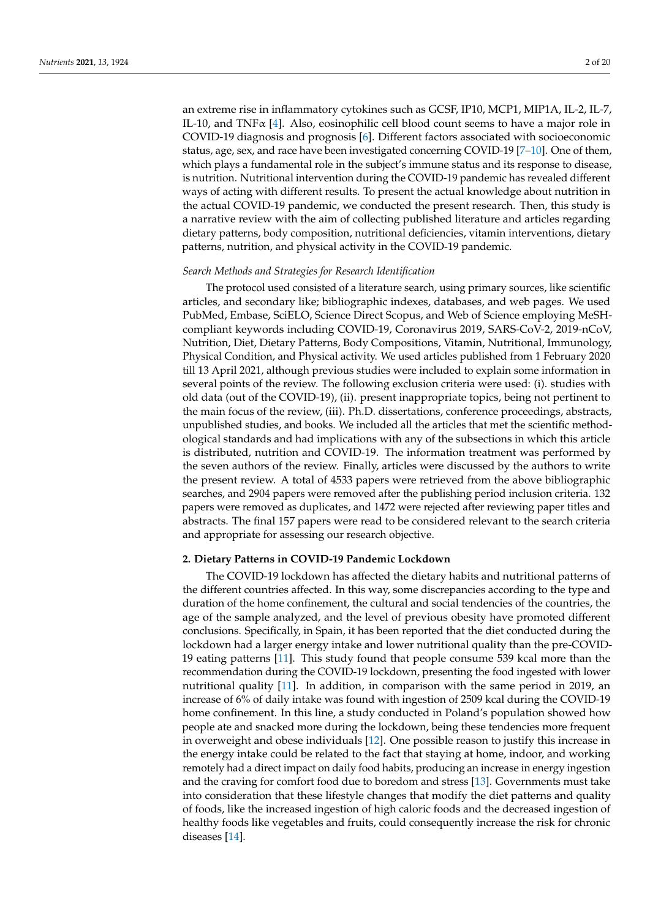an extreme rise in inflammatory cytokines such as GCSF, IP10, MCP1, MIP1A, IL-2, IL-7, IL-10, and TNF$\alpha$ [4]. Also, eosinophilic cell blood count seems to have a major role in COVID-19 diagnosis and prognosis [6]. Different factors associated with socioeconomic status, age, sex, and race have been investigated concerning COVID-19 [7–10]. One of them, which plays a fundamental role in the subject's immune status and its response to disease, is nutrition. Nutritional intervention during the COVID-19 pandemic has revealed different ways of acting with different results. To present the actual knowledge about nutrition in the actual COVID-19 pandemic, we conducted the present research. Then, this study is a narrative review with the aim of collecting published literature and articles regarding dietary patterns, body composition, nutritional deficiencies, vitamin interventions, dietary patterns, nutrition, and physical activity in the COVID-19 pandemic.

*Search Methods and Strategies for Research Identification*

The protocol used consisted of a literature search, using primary sources, like scientific articles, and secondary like; bibliographic indexes, databases, and web pages. We used PubMed, Embase, SciELO, Science Direct Scopus, and Web of Science employing MeSH-compliant keywords including COVID-19, Coronavirus 2019, SARS-CoV-2, 2019-nCoV, Nutrition, Diet, Dietary Patterns, Body Compositions, Vitamin, Nutritional, Immunology, Physical Condition, and Physical activity. We used articles published from 1 February 2020 till 13 April 2021, although previous studies were included to explain some information in several points of the review. The following exclusion criteria were used: (i). studies with old data (out of the COVID-19), (ii). present inappropriate topics, being not pertinent to the main focus of the review, (iii). Ph.D. dissertations, conference proceedings, abstracts, unpublished studies, and books. We included all the articles that met the scientific methodological standards and had implications with any of the subsections in which this article is distributed, nutrition and COVID-19. The information treatment was performed by the seven authors of the review. Finally, articles were discussed by the authors to write the present review. A total of 4533 papers were retrieved from the above bibliographic searches, and 2904 papers were removed after the publishing period inclusion criteria. 132 papers were removed as duplicates, and 1472 were rejected after reviewing paper titles and abstracts. The final 157 papers were read to be considered relevant to the search criteria and appropriate for assessing our research objective.

## 2. Dietary Patterns in COVID-19 Pandemic Lockdown

The COVID-19 lockdown has affected the dietary habits and nutritional patterns of the different countries affected. In this way, some discrepancies according to the type and duration of the home confinement, the cultural and social tendencies of the countries, the age of the sample analyzed, and the level of previous obesity have promoted different conclusions. Specifically, in Spain, it has been reported that the diet conducted during the lockdown had a larger energy intake and lower nutritional quality than the pre-COVID-19 eating patterns [11]. This study found that people consume 539 kcal more than the recommendation during the COVID-19 lockdown, presenting the food ingested with lower nutritional quality [11]. In addition, in comparison with the same period in 2019, an increase of 6% of daily intake was found with ingestion of 2509 kcal during the COVID-19 home confinement. In this line, a study conducted in Poland's population showed how people ate and snacked more during the lockdown, being these tendencies more frequent in overweight and obese individuals [12]. One possible reason to justify this increase in the energy intake could be related to the fact that staying at home, indoor, and working remotely had a direct impact on daily food habits, producing an increase in energy ingestion and the craving for comfort food due to boredom and stress [13]. Governments must take into consideration that these lifestyle changes that modify the diet patterns and quality of foods, like the increased ingestion of high caloric foods and the decreased ingestion of healthy foods like vegetables and fruits, could consequently increase the risk for chronic diseases [14].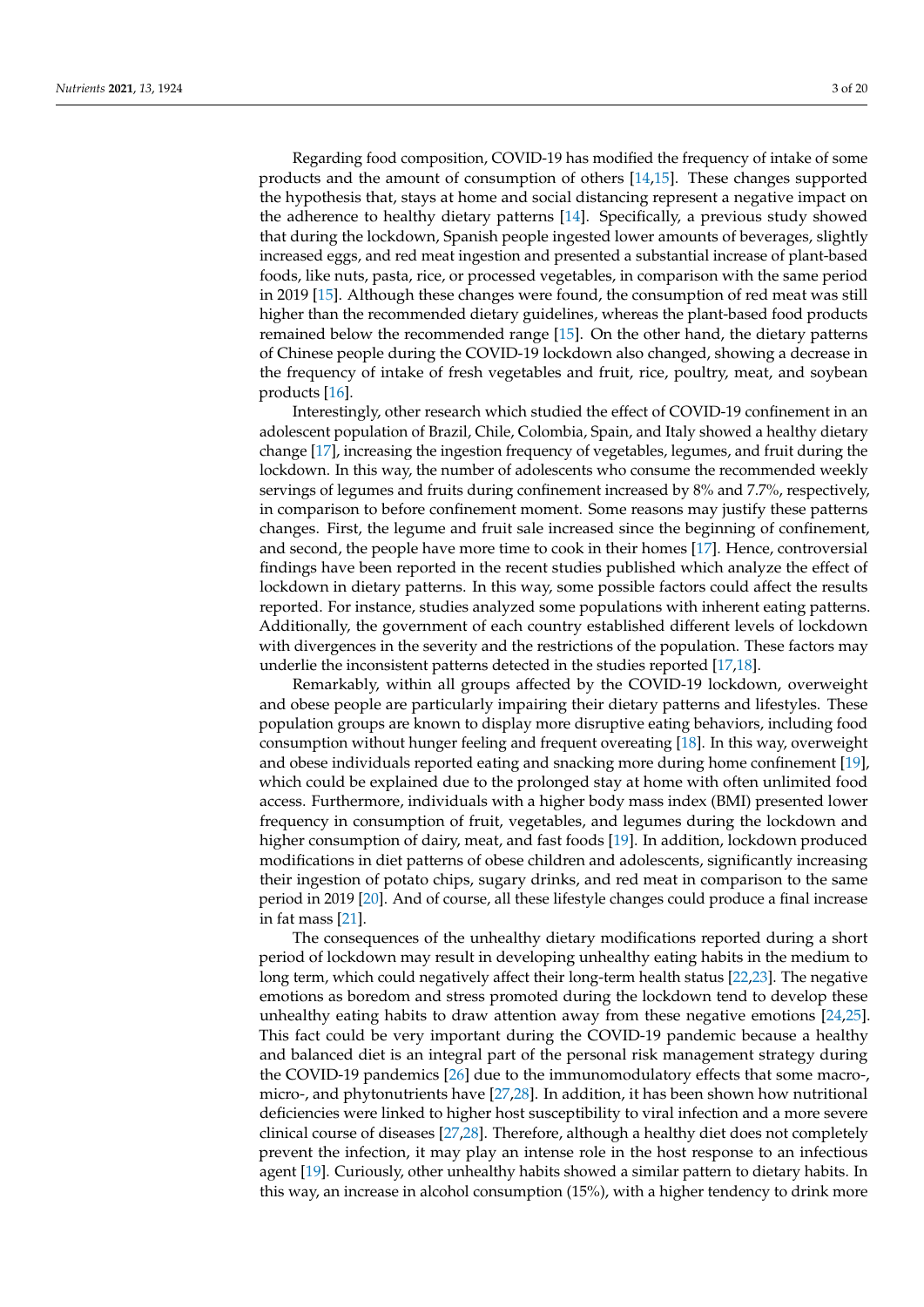Regarding food composition, COVID-19 has modified the frequency of intake of some products and the amount of consumption of others [14,15]. These changes supported the hypothesis that, stays at home and social distancing represent a negative impact on the adherence to healthy dietary patterns [14]. Specifically, a previous study showed that during the lockdown, Spanish people ingested lower amounts of beverages, slightly increased eggs, and red meat ingestion and presented a substantial increase of plant-based foods, like nuts, pasta, rice, or processed vegetables, in comparison with the same period in 2019 [15]. Although these changes were found, the consumption of red meat was still higher than the recommended dietary guidelines, whereas the plant-based food products remained below the recommended range [15]. On the other hand, the dietary patterns of Chinese people during the COVID-19 lockdown also changed, showing a decrease in the frequency of intake of fresh vegetables and fruit, rice, poultry, meat, and soybean products [16].

Interestingly, other research which studied the effect of COVID-19 confinement in an adolescent population of Brazil, Chile, Colombia, Spain, and Italy showed a healthy dietary change [17], increasing the ingestion frequency of vegetables, legumes, and fruit during the lockdown. In this way, the number of adolescents who consume the recommended weekly servings of legumes and fruits during confinement increased by 8% and 7.7%, respectively, in comparison to before confinement moment. Some reasons may justify these patterns changes. First, the legume and fruit sale increased since the beginning of confinement, and second, the people have more time to cook in their homes [17]. Hence, controversial findings have been reported in the recent studies published which analyze the effect of lockdown in dietary patterns. In this way, some possible factors could affect the results reported. For instance, studies analyzed some populations with inherent eating patterns. Additionally, the government of each country established different levels of lockdown with divergences in the severity and the restrictions of the population. These factors may underlie the inconsistent patterns detected in the studies reported [17,18].

Remarkably, within all groups affected by the COVID-19 lockdown, overweight and obese people are particularly impairing their dietary patterns and lifestyles. These population groups are known to display more disruptive eating behaviors, including food consumption without hunger feeling and frequent overeating [18]. In this way, overweight and obese individuals reported eating and snacking more during home confinement [19], which could be explained due to the prolonged stay at home with often unlimited food access. Furthermore, individuals with a higher body mass index (BMI) presented lower frequency in consumption of fruit, vegetables, and legumes during the lockdown and higher consumption of dairy, meat, and fast foods [19]. In addition, lockdown produced modifications in diet patterns of obese children and adolescents, significantly increasing their ingestion of potato chips, sugary drinks, and red meat in comparison to the same period in 2019 [20]. And of course, all these lifestyle changes could produce a final increase in fat mass [21].

The consequences of the unhealthy dietary modifications reported during a short period of lockdown may result in developing unhealthy eating habits in the medium to long term, which could negatively affect their long-term health status [22,23]. The negative emotions as boredom and stress promoted during the lockdown tend to develop these unhealthy eating habits to draw attention away from these negative emotions [24,25]. This fact could be very important during the COVID-19 pandemic because a healthy and balanced diet is an integral part of the personal risk management strategy during the COVID-19 pandemics [26] due to the immunomodulatory effects that some macro-, micro-, and phytonutrients have [27,28]. In addition, it has been shown how nutritional deficiencies were linked to higher host susceptibility to viral infection and a more severe clinical course of diseases [27,28]. Therefore, although a healthy diet does not completely prevent the infection, it may play an intense role in the host response to an infectious agent [19]. Curiously, other unhealthy habits showed a similar pattern to dietary habits. In this way, an increase in alcohol consumption (15%), with a higher tendency to drink more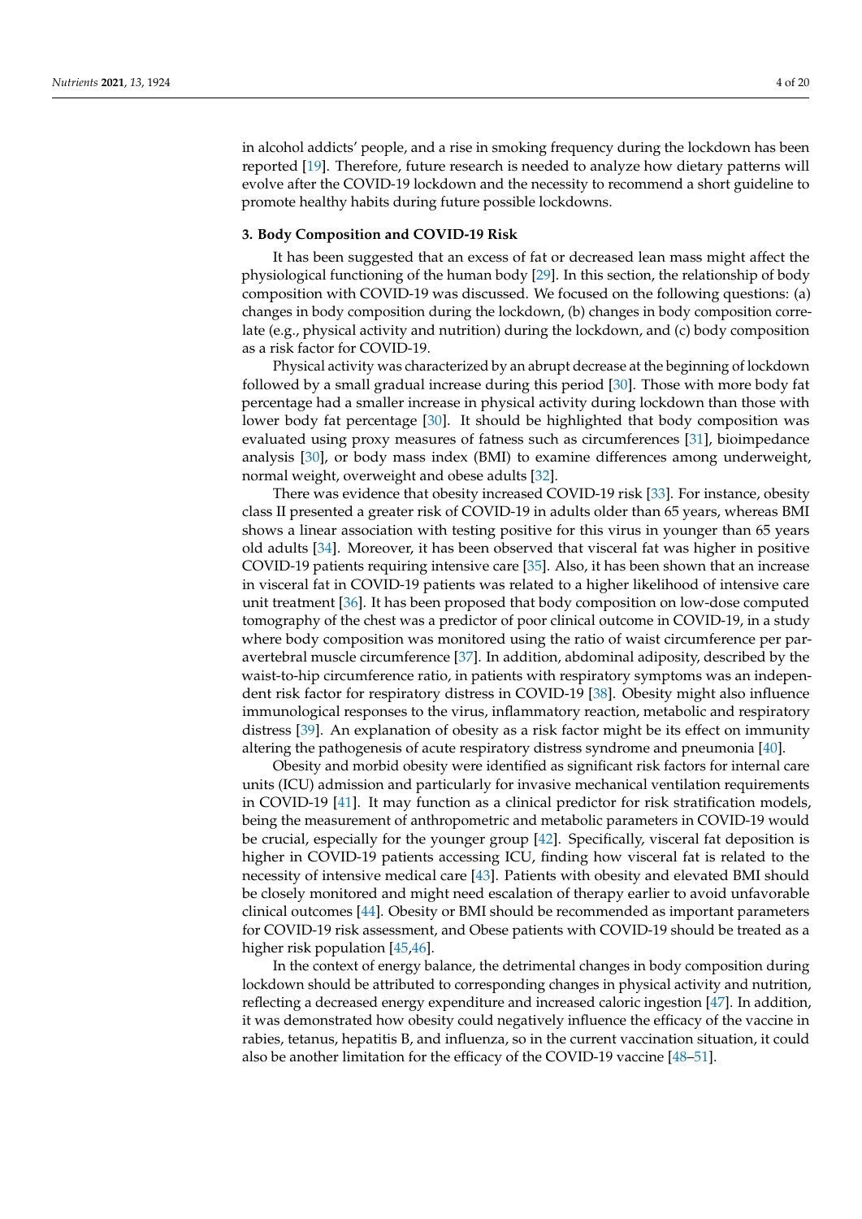in alcohol addicts' people, and a rise in smoking frequency during the lockdown has been reported [19]. Therefore, future research is needed to analyze how dietary patterns will evolve after the COVID-19 lockdown and the necessity to recommend a short guideline to promote healthy habits during future possible lockdowns.

## 3. Body Composition and COVID-19 Risk

It has been suggested that an excess of fat or decreased lean mass might affect the physiological functioning of the human body [29]. In this section, the relationship of body composition with COVID-19 was discussed. We focused on the following questions: (a) changes in body composition during the lockdown, (b) changes in body composition correlate (e.g., physical activity and nutrition) during the lockdown, and (c) body composition as a risk factor for COVID-19.

Physical activity was characterized by an abrupt decrease at the beginning of lockdown followed by a small gradual increase during this period [30]. Those with more body fat percentage had a smaller increase in physical activity during lockdown than those with lower body fat percentage [30]. It should be highlighted that body composition was evaluated using proxy measures of fatness such as circumferences [31], bioimpedance analysis [30], or body mass index (BMI) to examine differences among underweight, normal weight, overweight and obese adults [32].

There was evidence that obesity increased COVID-19 risk [33]. For instance, obesity class II presented a greater risk of COVID-19 in adults older than 65 years, whereas BMI shows a linear association with testing positive for this virus in younger than 65 years old adults [34]. Moreover, it has been observed that visceral fat was higher in positive COVID-19 patients requiring intensive care [35]. Also, it has been shown that an increase in visceral fat in COVID-19 patients was related to a higher likelihood of intensive care unit treatment [36]. It has been proposed that body composition on low-dose computed tomography of the chest was a predictor of poor clinical outcome in COVID-19, in a study where body composition was monitored using the ratio of waist circumference per paravertebral muscle circumference [37]. In addition, abdominal adiposity, described by the waist-to-hip circumference ratio, in patients with respiratory symptoms was an independent risk factor for respiratory distress in COVID-19 [38]. Obesity might also influence immunological responses to the virus, inflammatory reaction, metabolic and respiratory distress [39]. An explanation of obesity as a risk factor might be its effect on immunity altering the pathogenesis of acute respiratory distress syndrome and pneumonia [40].

Obesity and morbid obesity were identified as significant risk factors for internal care units (ICU) admission and particularly for invasive mechanical ventilation requirements in COVID-19 [41]. It may function as a clinical predictor for risk stratification models, being the measurement of anthropometric and metabolic parameters in COVID-19 would be crucial, especially for the younger group [42]. Specifically, visceral fat deposition is higher in COVID-19 patients accessing ICU, finding how visceral fat is related to the necessity of intensive medical care [43]. Patients with obesity and elevated BMI should be closely monitored and might need escalation of therapy earlier to avoid unfavorable clinical outcomes [44]. Obesity or BMI should be recommended as important parameters for COVID-19 risk assessment, and Obese patients with COVID-19 should be treated as a higher risk population [45,46].

In the context of energy balance, the detrimental changes in body composition during lockdown should be attributed to corresponding changes in physical activity and nutrition, reflecting a decreased energy expenditure and increased caloric ingestion [47]. In addition, it was demonstrated how obesity could negatively influence the efficacy of the vaccine in rabies, tetanus, hepatitis B, and influenza, so in the current vaccination situation, it could also be another limitation for the efficacy of the COVID-19 vaccine [48–51].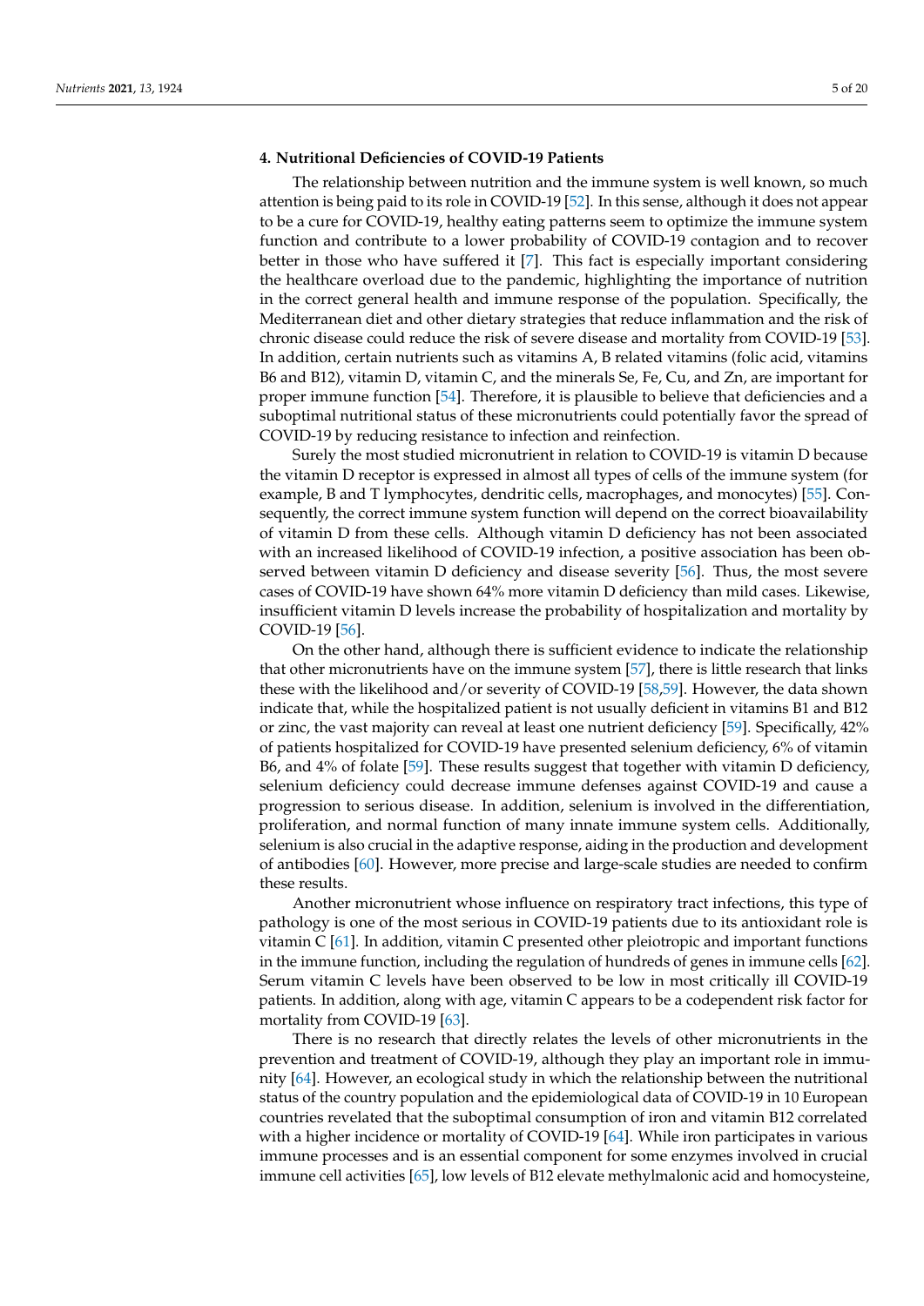## 4. Nutritional Deficiencies of COVID-19 Patients

The relationship between nutrition and the immune system is well known, so much attention is being paid to its role in COVID-19 [52]. In this sense, although it does not appear to be a cure for COVID-19, healthy eating patterns seem to optimize the immune system function and contribute to a lower probability of COVID-19 contagion and to recover better in those who have suffered it [7]. This fact is especially important considering the healthcare overload due to the pandemic, highlighting the importance of nutrition in the correct general health and immune response of the population. Specifically, the Mediterranean diet and other dietary strategies that reduce inflammation and the risk of chronic disease could reduce the risk of severe disease and mortality from COVID-19 [53]. In addition, certain nutrients such as vitamins A, B related vitamins (folic acid, vitamins B6 and B12), vitamin D, vitamin C, and the minerals Se, Fe, Cu, and Zn, are important for proper immune function [54]. Therefore, it is plausible to believe that deficiencies and a suboptimal nutritional status of these micronutrients could potentially favor the spread of COVID-19 by reducing resistance to infection and reinfection.

Surely the most studied micronutrient in relation to COVID-19 is vitamin D because the vitamin D receptor is expressed in almost all types of cells of the immune system (for example, B and T lymphocytes, dendritic cells, macrophages, and monocytes) [55]. Consequently, the correct immune system function will depend on the correct bioavailability of vitamin D from these cells. Although vitamin D deficiency has not been associated with an increased likelihood of COVID-19 infection, a positive association has been observed between vitamin D deficiency and disease severity [56]. Thus, the most severe cases of COVID-19 have shown 64% more vitamin D deficiency than mild cases. Likewise, insufficient vitamin D levels increase the probability of hospitalization and mortality by COVID-19 [56].

On the other hand, although there is sufficient evidence to indicate the relationship that other micronutrients have on the immune system [57], there is little research that links these with the likelihood and/or severity of COVID-19 [58,59]. However, the data shown indicate that, while the hospitalized patient is not usually deficient in vitamins B1 and B12 or zinc, the vast majority can reveal at least one nutrient deficiency [59]. Specifically, 42% of patients hospitalized for COVID-19 have presented selenium deficiency, 6% of vitamin B6, and 4% of folate [59]. These results suggest that together with vitamin D deficiency, selenium deficiency could decrease immune defenses against COVID-19 and cause a progression to serious disease. In addition, selenium is involved in the differentiation, proliferation, and normal function of many innate immune system cells. Additionally, selenium is also crucial in the adaptive response, aiding in the production and development of antibodies [60]. However, more precise and large-scale studies are needed to confirm these results.

Another micronutrient whose influence on respiratory tract infections, this type of pathology is one of the most serious in COVID-19 patients due to its antioxidant role is vitamin C [61]. In addition, vitamin C presented other pleiotropic and important functions in the immune function, including the regulation of hundreds of genes in immune cells [62]. Serum vitamin C levels have been observed to be low in most critically ill COVID-19 patients. In addition, along with age, vitamin C appears to be a codependent risk factor for mortality from COVID-19 [63].

There is no research that directly relates the levels of other micronutrients in the prevention and treatment of COVID-19, although they play an important role in immunity [64]. However, an ecological study in which the relationship between the nutritional status of the country population and the epidemiological data of COVID-19 in 10 European countries revelated that the suboptimal consumption of iron and vitamin B12 correlated with a higher incidence or mortality of COVID-19 [64]. While iron participates in various immune processes and is an essential component for some enzymes involved in crucial immune cell activities [65], low levels of B12 elevate methylmalonic acid and homocysteine,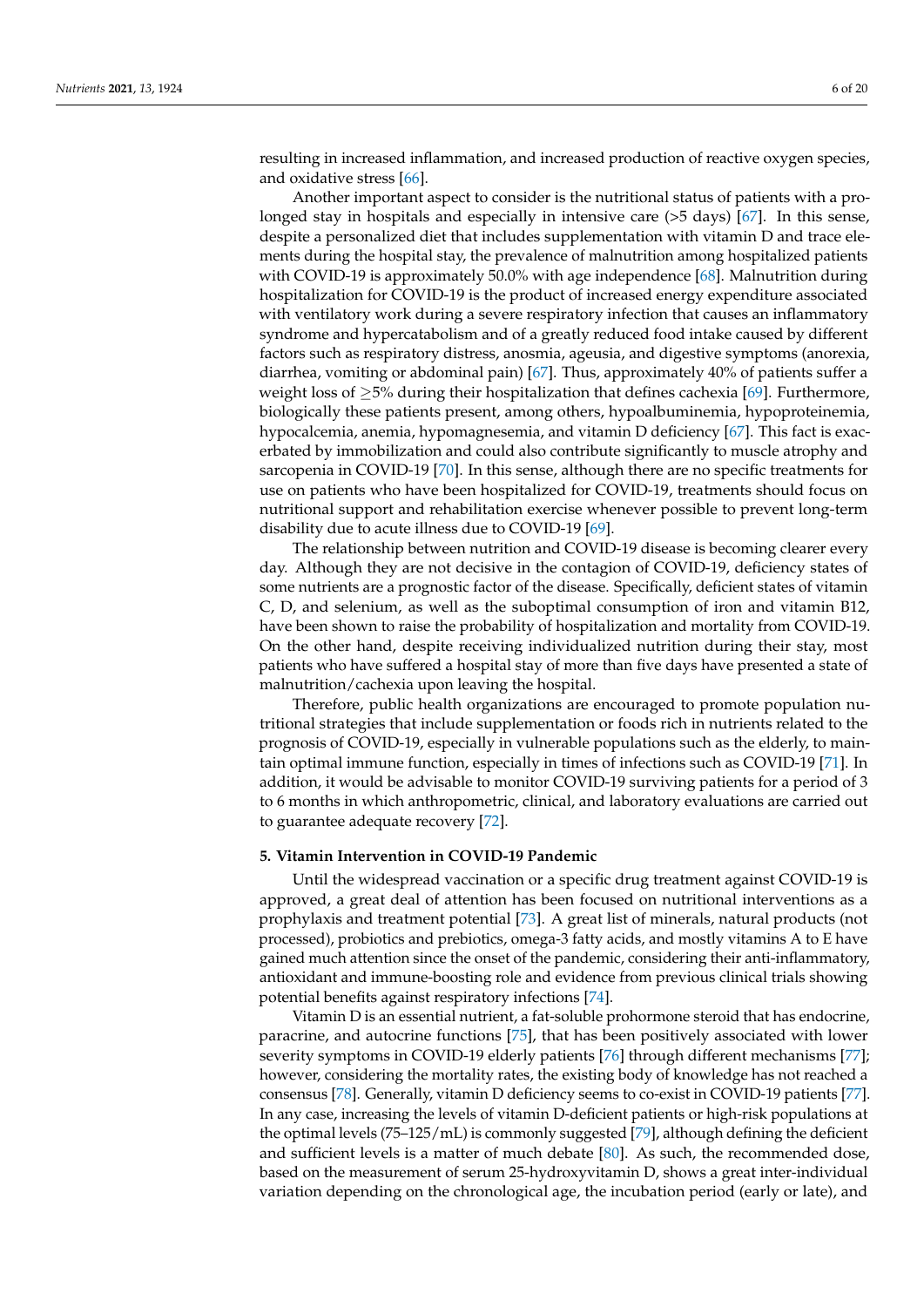resulting in increased inflammation, and increased production of reactive oxygen species, and oxidative stress [66].

Another important aspect to consider is the nutritional status of patients with a prolonged stay in hospitals and especially in intensive care (>5 days) [67]. In this sense, despite a personalized diet that includes supplementation with vitamin D and trace elements during the hospital stay, the prevalence of malnutrition among hospitalized patients with COVID-19 is approximately 50.0% with age independence [68]. Malnutrition during hospitalization for COVID-19 is the product of increased energy expenditure associated with ventilatory work during a severe respiratory infection that causes an inflammatory syndrome and hypercatabolism and of a greatly reduced food intake caused by different factors such as respiratory distress, anosmia, ageusia, and digestive symptoms (anorexia, diarrhea, vomiting or abdominal pain) [67]. Thus, approximately 40% of patients suffer a weight loss of $\geq$5% during their hospitalization that defines cachexia [69]. Furthermore, biologically these patients present, among others, hypoalbuminemia, hypoproteinemia, hypocalcemia, anemia, hypomagnesemia, and vitamin D deficiency [67]. This fact is exacerbated by immobilization and could also contribute significantly to muscle atrophy and sarcopenia in COVID-19 [70]. In this sense, although there are no specific treatments for use on patients who have been hospitalized for COVID-19, treatments should focus on nutritional support and rehabilitation exercise whenever possible to prevent long-term disability due to acute illness due to COVID-19 [69].

The relationship between nutrition and COVID-19 disease is becoming clearer every day. Although they are not decisive in the contagion of COVID-19, deficiency states of some nutrients are a prognostic factor of the disease. Specifically, deficient states of vitamin C, D, and selenium, as well as the suboptimal consumption of iron and vitamin B12, have been shown to raise the probability of hospitalization and mortality from COVID-19. On the other hand, despite receiving individualized nutrition during their stay, most patients who have suffered a hospital stay of more than five days have presented a state of malnutrition/cachexia upon leaving the hospital.

Therefore, public health organizations are encouraged to promote population nutritional strategies that include supplementation or foods rich in nutrients related to the prognosis of COVID-19, especially in vulnerable populations such as the elderly, to maintain optimal immune function, especially in times of infections such as COVID-19 [71]. In addition, it would be advisable to monitor COVID-19 surviving patients for a period of 3 to 6 months in which anthropometric, clinical, and laboratory evaluations are carried out to guarantee adequate recovery [72].

## 5. Vitamin Intervention in COVID-19 Pandemic

Until the widespread vaccination or a specific drug treatment against COVID-19 is approved, a great deal of attention has been focused on nutritional interventions as a prophylaxis and treatment potential [73]. A great list of minerals, natural products (not processed), probiotics and prebiotics, omega-3 fatty acids, and mostly vitamins A to E have gained much attention since the onset of the pandemic, considering their anti-inflammatory, antioxidant and immune-boosting role and evidence from previous clinical trials showing potential benefits against respiratory infections [74].

Vitamin D is an essential nutrient, a fat-soluble prohormone steroid that has endocrine, paracrine, and autocrine functions [75], that has been positively associated with lower severity symptoms in COVID-19 elderly patients [76] through different mechanisms [77]; however, considering the mortality rates, the existing body of knowledge has not reached a consensus [78]. Generally, vitamin D deficiency seems to co-exist in COVID-19 patients [77]. In any case, increasing the levels of vitamin D-deficient patients or high-risk populations at the optimal levels (75–125/mL) is commonly suggested [79], although defining the deficient and sufficient levels is a matter of much debate [80]. As such, the recommended dose, based on the measurement of serum 25-hydroxyvitamin D, shows a great inter-individual variation depending on the chronological age, the incubation period (early or late), and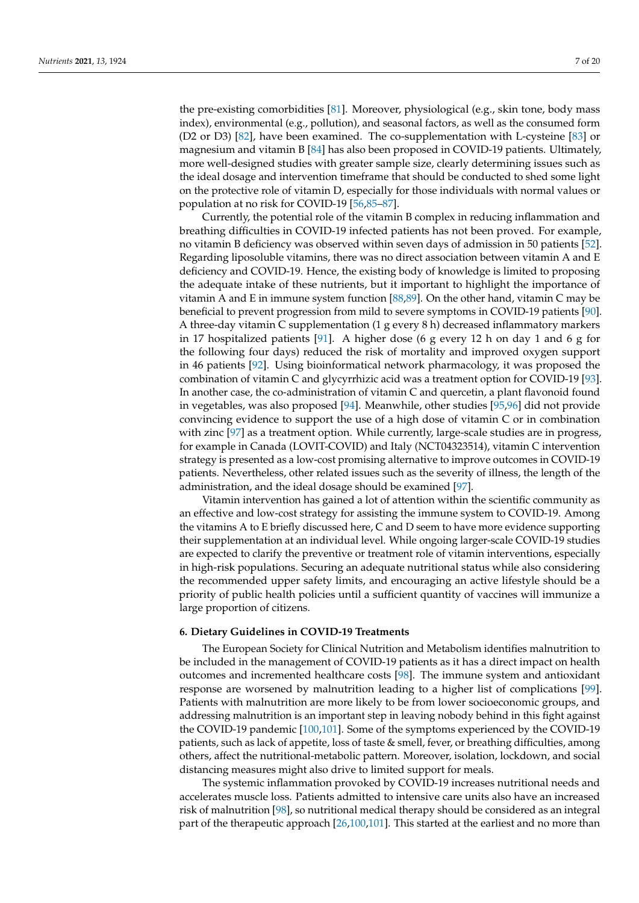the pre-existing comorbidities [81]. Moreover, physiological (e.g., skin tone, body mass index), environmental (e.g., pollution), and seasonal factors, as well as the consumed form (D2 or D3) [82], have been examined. The co-supplementation with L-cysteine [83] or magnesium and vitamin B [84] has also been proposed in COVID-19 patients. Ultimately, more well-designed studies with greater sample size, clearly determining issues such as the ideal dosage and intervention timeframe that should be conducted to shed some light on the protective role of vitamin D, especially for those individuals with normal values or population at no risk for COVID-19 [56,85–87].

Currently, the potential role of the vitamin B complex in reducing inflammation and breathing difficulties in COVID-19 infected patients has not been proved. For example, no vitamin B deficiency was observed within seven days of admission in 50 patients [52]. Regarding liposoluble vitamins, there was no direct association between vitamin A and E deficiency and COVID-19. Hence, the existing body of knowledge is limited to proposing the adequate intake of these nutrients, but it important to highlight the importance of vitamin A and E in immune system function [88,89]. On the other hand, vitamin C may be beneficial to prevent progression from mild to severe symptoms in COVID-19 patients [90]. A three-day vitamin C supplementation (1 g every 8 h) decreased inflammatory markers in 17 hospitalized patients [91]. A higher dose (6 g every 12 h on day 1 and 6 g for the following four days) reduced the risk of mortality and improved oxygen support in 46 patients [92]. Using bioinformatical network pharmacology, it was proposed the combination of vitamin C and glycyrrhizic acid was a treatment option for COVID-19 [93]. In another case, the co-administration of vitamin C and quercetin, a plant flavonoid found in vegetables, was also proposed [94]. Meanwhile, other studies [95,96] did not provide convincing evidence to support the use of a high dose of vitamin C or in combination with zinc [97] as a treatment option. While currently, large-scale studies are in progress, for example in Canada (LOVIT-COVID) and Italy (NCT04323514), vitamin C intervention strategy is presented as a low-cost promising alternative to improve outcomes in COVID-19 patients. Nevertheless, other related issues such as the severity of illness, the length of the administration, and the ideal dosage should be examined [97].

Vitamin intervention has gained a lot of attention within the scientific community as an effective and low-cost strategy for assisting the immune system to COVID-19. Among the vitamins A to E briefly discussed here, C and D seem to have more evidence supporting their supplementation at an individual level. While ongoing larger-scale COVID-19 studies are expected to clarify the preventive or treatment role of vitamin interventions, especially in high-risk populations. Securing an adequate nutritional status while also considering the recommended upper safety limits, and encouraging an active lifestyle should be a priority of public health policies until a sufficient quantity of vaccines will immunize a large proportion of citizens.

## 6. Dietary Guidelines in COVID-19 Treatments

The European Society for Clinical Nutrition and Metabolism identifies malnutrition to be included in the management of COVID-19 patients as it has a direct impact on health outcomes and incremented healthcare costs [98]. The immune system and antioxidant response are worsened by malnutrition leading to a higher list of complications [99]. Patients with malnutrition are more likely to be from lower socioeconomic groups, and addressing malnutrition is an important step in leaving nobody behind in this fight against the COVID-19 pandemic [100,101]. Some of the symptoms experienced by the COVID-19 patients, such as lack of appetite, loss of taste & smell, fever, or breathing difficulties, among others, affect the nutritional-metabolic pattern. Moreover, isolation, lockdown, and social distancing measures might also drive to limited support for meals.

The systemic inflammation provoked by COVID-19 increases nutritional needs and accelerates muscle loss. Patients admitted to intensive care units also have an increased risk of malnutrition [98], so nutritional medical therapy should be considered as an integral part of the therapeutic approach [26,100,101]. This started at the earliest and no more than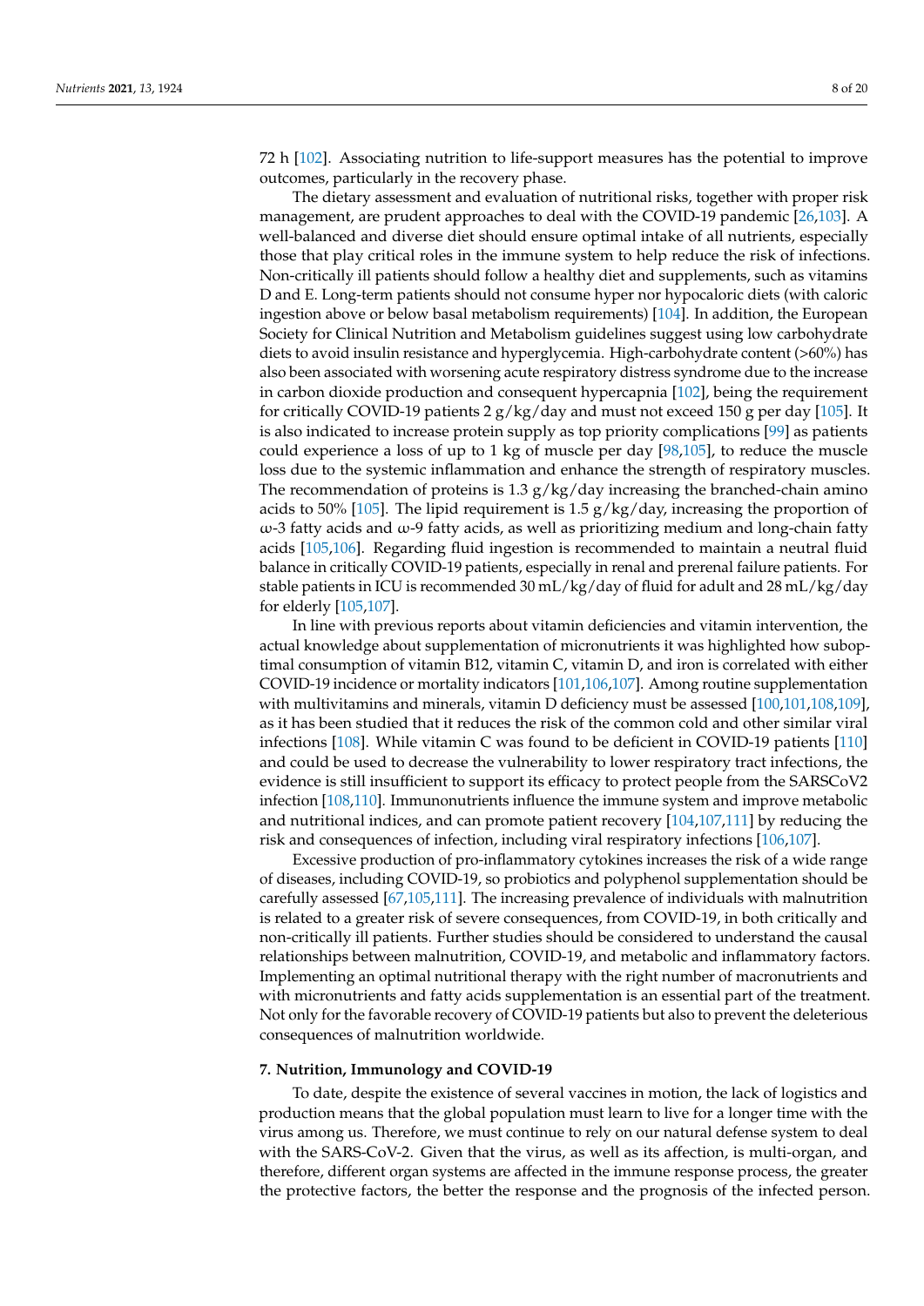72 h [102]. Associating nutrition to life-support measures has the potential to improve outcomes, particularly in the recovery phase.

The dietary assessment and evaluation of nutritional risks, together with proper risk management, are prudent approaches to deal with the COVID-19 pandemic [26,103]. A well-balanced and diverse diet should ensure optimal intake of all nutrients, especially those that play critical roles in the immune system to help reduce the risk of infections. Non-critically ill patients should follow a healthy diet and supplements, such as vitamins D and E. Long-term patients should not consume hyper nor hypocaloric diets (with caloric ingestion above or below basal metabolism requirements) [104]. In addition, the European Society for Clinical Nutrition and Metabolism guidelines suggest using low carbohydrate diets to avoid insulin resistance and hyperglycemia. High-carbohydrate content (>60%) has also been associated with worsening acute respiratory distress syndrome due to the increase in carbon dioxide production and consequent hypercapnia [102], being the requirement for critically COVID-19 patients 2 g/kg/day and must not exceed 150 g per day [105]. It is also indicated to increase protein supply as top priority complications [99] as patients could experience a loss of up to 1 kg of muscle per day [98,105], to reduce the muscle loss due to the systemic inflammation and enhance the strength of respiratory muscles. The recommendation of proteins is 1.3 g/kg/day increasing the branched-chain amino acids to 50% [105]. The lipid requirement is 1.5 g/kg/day, increasing the proportion of ω-3 fatty acids and ω-9 fatty acids, as well as prioritizing medium and long-chain fatty acids [105,106]. Regarding fluid ingestion is recommended to maintain a neutral fluid balance in critically COVID-19 patients, especially in renal and prerenal failure patients. For stable patients in ICU is recommended 30 mL/kg/day of fluid for adult and 28 mL/kg/day for elderly [105,107].

In line with previous reports about vitamin deficiencies and vitamin intervention, the actual knowledge about supplementation of micronutrients it was highlighted how suboptimal consumption of vitamin B12, vitamin C, vitamin D, and iron is correlated with either COVID-19 incidence or mortality indicators [101,106,107]. Among routine supplementation with multivitamins and minerals, vitamin D deficiency must be assessed [100,101,108,109], as it has been studied that it reduces the risk of the common cold and other similar viral infections [108]. While vitamin C was found to be deficient in COVID-19 patients [110] and could be used to decrease the vulnerability to lower respiratory tract infections, the evidence is still insufficient to support its efficacy to protect people from the SARSCoV2 infection [108,110]. Immunonutrients influence the immune system and improve metabolic and nutritional indices, and can promote patient recovery [104,107,111] by reducing the risk and consequences of infection, including viral respiratory infections [106,107].

Excessive production of pro-inflammatory cytokines increases the risk of a wide range of diseases, including COVID-19, so probiotics and polyphenol supplementation should be carefully assessed [67,105,111]. The increasing prevalence of individuals with malnutrition is related to a greater risk of severe consequences, from COVID-19, in both critically and non-critically ill patients. Further studies should be considered to understand the causal relationships between malnutrition, COVID-19, and metabolic and inflammatory factors. Implementing an optimal nutritional therapy with the right number of macronutrients and with micronutrients and fatty acids supplementation is an essential part of the treatment. Not only for the favorable recovery of COVID-19 patients but also to prevent the deleterious consequences of malnutrition worldwide.

## 7. Nutrition, Immunology and COVID-19

To date, despite the existence of several vaccines in motion, the lack of logistics and production means that the global population must learn to live for a longer time with the virus among us. Therefore, we must continue to rely on our natural defense system to deal with the SARS-CoV-2. Given that the virus, as well as its affection, is multi-organ, and therefore, different organ systems are affected in the immune response process, the greater the protective factors, the better the response and the prognosis of the infected person.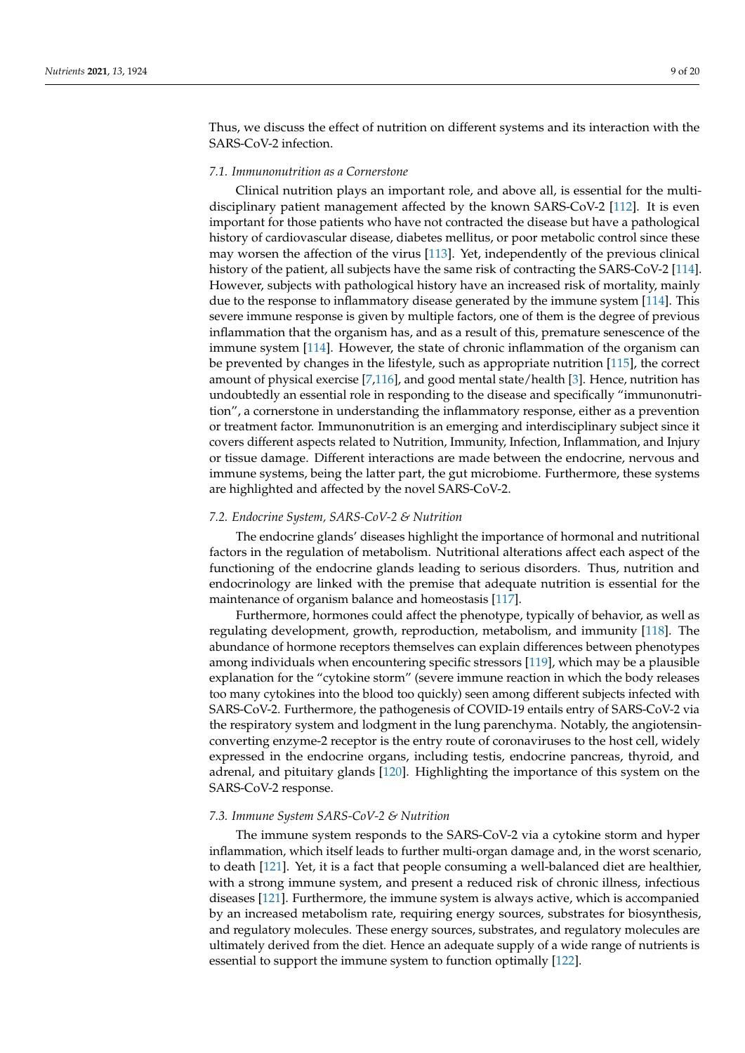Thus, we discuss the effect of nutrition on different systems and its interaction with the SARS-CoV-2 infection.

### *7.1. Immunonutrition as a Cornerstone*

Clinical nutrition plays an important role, and above all, is essential for the multidisciplinary patient management affected by the known SARS-CoV-2 [112]. It is even important for those patients who have not contracted the disease but have a pathological history of cardiovascular disease, diabetes mellitus, or poor metabolic control since these may worsen the affection of the virus [113]. Yet, independently of the previous clinical history of the patient, all subjects have the same risk of contracting the SARS-CoV-2 [114]. However, subjects with pathological history have an increased risk of mortality, mainly due to the response to inflammatory disease generated by the immune system [114]. This severe immune response is given by multiple factors, one of them is the degree of previous inflammation that the organism has, and as a result of this, premature senescence of the immune system [114]. However, the state of chronic inflammation of the organism can be prevented by changes in the lifestyle, such as appropriate nutrition [115], the correct amount of physical exercise [7,116], and good mental state/health [3]. Hence, nutrition has undoubtedly an essential role in responding to the disease and specifically "immunonutrition", a cornerstone in understanding the inflammatory response, either as a prevention or treatment factor. Immunonutrition is an emerging and interdisciplinary subject since it covers different aspects related to Nutrition, Immunity, Infection, Inflammation, and Injury or tissue damage. Different interactions are made between the endocrine, nervous and immune systems, being the latter part, the gut microbiome. Furthermore, these systems are highlighted and affected by the novel SARS-CoV-2.

### *7.2. Endocrine System, SARS-CoV-2 & Nutrition*

The endocrine glands' diseases highlight the importance of hormonal and nutritional factors in the regulation of metabolism. Nutritional alterations affect each aspect of the functioning of the endocrine glands leading to serious disorders. Thus, nutrition and endocrinology are linked with the premise that adequate nutrition is essential for the maintenance of organism balance and homeostasis [117].

Furthermore, hormones could affect the phenotype, typically of behavior, as well as regulating development, growth, reproduction, metabolism, and immunity [118]. The abundance of hormone receptors themselves can explain differences between phenotypes among individuals when encountering specific stressors [119], which may be a plausible explanation for the "cytokine storm" (severe immune reaction in which the body releases too many cytokines into the blood too quickly) seen among different subjects infected with SARS-CoV-2. Furthermore, the pathogenesis of COVID-19 entails entry of SARS-CoV-2 via the respiratory system and lodgment in the lung parenchyma. Notably, the angiotensin-converting enzyme-2 receptor is the entry route of coronaviruses to the host cell, widely expressed in the endocrine organs, including testis, endocrine pancreas, thyroid, and adrenal, and pituitary glands [120]. Highlighting the importance of this system on the SARS-CoV-2 response.

### *7.3. Immune System SARS-CoV-2 & Nutrition*

The immune system responds to the SARS-CoV-2 via a cytokine storm and hyper inflammation, which itself leads to further multi-organ damage and, in the worst scenario, to death [121]. Yet, it is a fact that people consuming a well-balanced diet are healthier, with a strong immune system, and present a reduced risk of chronic illness, infectious diseases [121]. Furthermore, the immune system is always active, which is accompanied by an increased metabolism rate, requiring energy sources, substrates for biosynthesis, and regulatory molecules. These energy sources, substrates, and regulatory molecules are ultimately derived from the diet. Hence an adequate supply of a wide range of nutrients is essential to support the immune system to function optimally [122].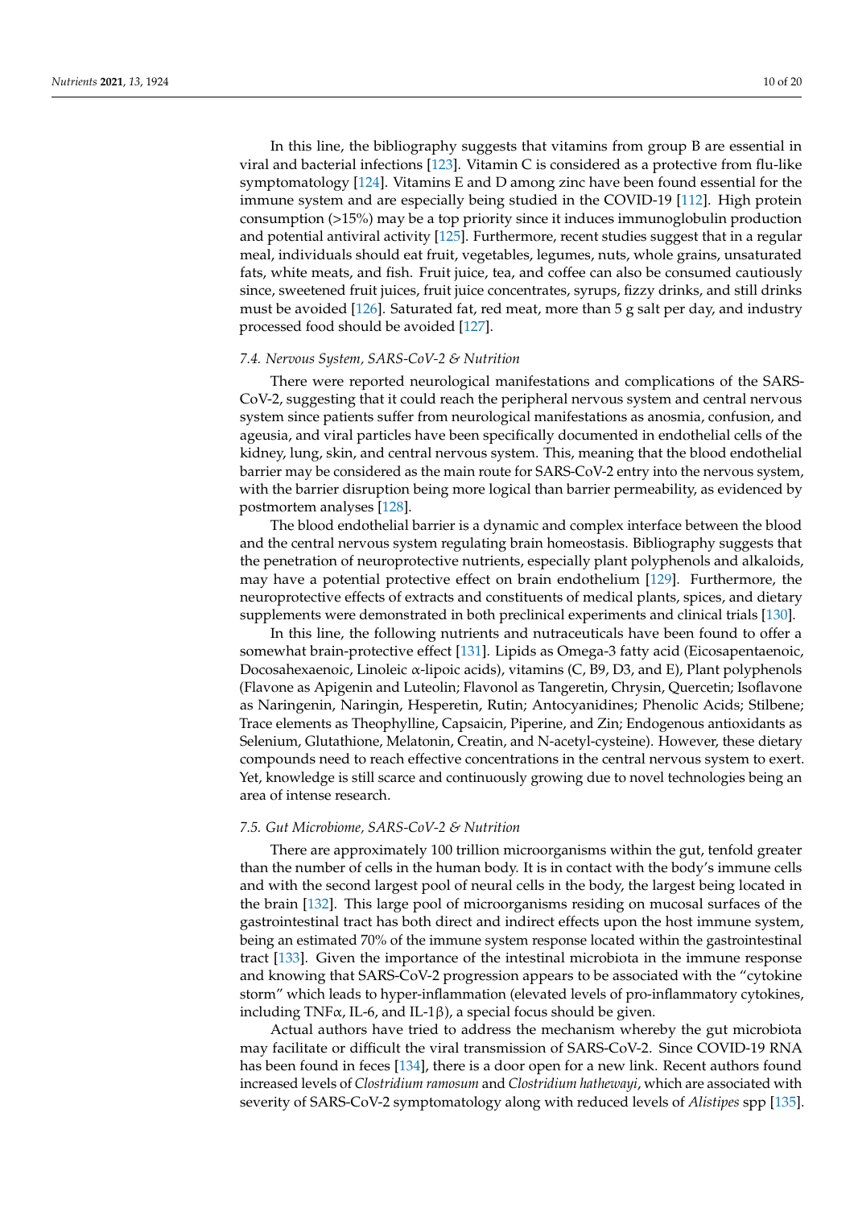In this line, the bibliography suggests that vitamins from group B are essential in viral and bacterial infections [123]. Vitamin C is considered as a protective from flu-like symptomatology [124]. Vitamins E and D among zinc have been found essential for the immune system and are especially being studied in the COVID-19 [112]. High protein consumption (>15%) may be a top priority since it induces immunoglobulin production and potential antiviral activity [125]. Furthermore, recent studies suggest that in a regular meal, individuals should eat fruit, vegetables, legumes, nuts, whole grains, unsaturated fats, white meats, and fish. Fruit juice, tea, and coffee can also be consumed cautiously since, sweetened fruit juices, fruit juice concentrates, syrups, fizzy drinks, and still drinks must be avoided [126]. Saturated fat, red meat, more than 5 g salt per day, and industry processed food should be avoided [127].

### 7.4. Nervous System, SARS-CoV-2 & Nutrition

There were reported neurological manifestations and complications of the SARS-CoV-2, suggesting that it could reach the peripheral nervous system and central nervous system since patients suffer from neurological manifestations as anosmia, confusion, and ageusia, and viral particles have been specifically documented in endothelial cells of the kidney, lung, skin, and central nervous system. This, meaning that the blood endothelial barrier may be considered as the main route for SARS-CoV-2 entry into the nervous system, with the barrier disruption being more logical than barrier permeability, as evidenced by postmortem analyses [128].

The blood endothelial barrier is a dynamic and complex interface between the blood and the central nervous system regulating brain homeostasis. Bibliography suggests that the penetration of neuroprotective nutrients, especially plant polyphenols and alkaloids, may have a potential protective effect on brain endothelium [129]. Furthermore, the neuroprotective effects of extracts and constituents of medical plants, spices, and dietary supplements were demonstrated in both preclinical experiments and clinical trials [130].

In this line, the following nutrients and nutraceuticals have been found to offer a somewhat brain-protective effect [131]. Lipids as Omega-3 fatty acid (Eicosapentaenoic, Docosahexaenoic, Linoleic α-lipoic acids), vitamins (C, B9, D3, and E), Plant polyphenols (Flavone as Apigenin and Luteolin; Flavonol as Tangeretin, Chrysin, Quercetin; Isoflavone as Naringenin, Naringin, Hesperetin, Rutin; Antocyanidines; Phenolic Acids; Stilbene; Trace elements as Theophylline, Capsaicin, Piperine, and Zin; Endogenous antioxidants as Selenium, Glutathione, Melatonin, Creatin, and N-acetyl-cysteine). However, these dietary compounds need to reach effective concentrations in the central nervous system to exert. Yet, knowledge is still scarce and continuously growing due to novel technologies being an area of intense research.

### 7.5. Gut Microbiome, SARS-CoV-2 & Nutrition

There are approximately 100 trillion microorganisms within the gut, tenfold greater than the number of cells in the human body. It is in contact with the body's immune cells and with the second largest pool of neural cells in the body, the largest being located in the brain [132]. This large pool of microorganisms residing on mucosal surfaces of the gastrointestinal tract has both direct and indirect effects upon the host immune system, being an estimated 70% of the immune system response located within the gastrointestinal tract [133]. Given the importance of the intestinal microbiota in the immune response and knowing that SARS-CoV-2 progression appears to be associated with the "cytokine storm" which leads to hyper-inflammation (elevated levels of pro-inflammatory cytokines, including TNFα, IL-6, and IL-1β), a special focus should be given.

Actual authors have tried to address the mechanism whereby the gut microbiota may facilitate or difficult the viral transmission of SARS-CoV-2. Since COVID-19 RNA has been found in feces [134], there is a door open for a new link. Recent authors found increased levels of *Clostridium ramosum* and *Clostridium hathewayi*, which are associated with severity of SARS-CoV-2 symptomatology along with reduced levels of *Alistipes* spp [135].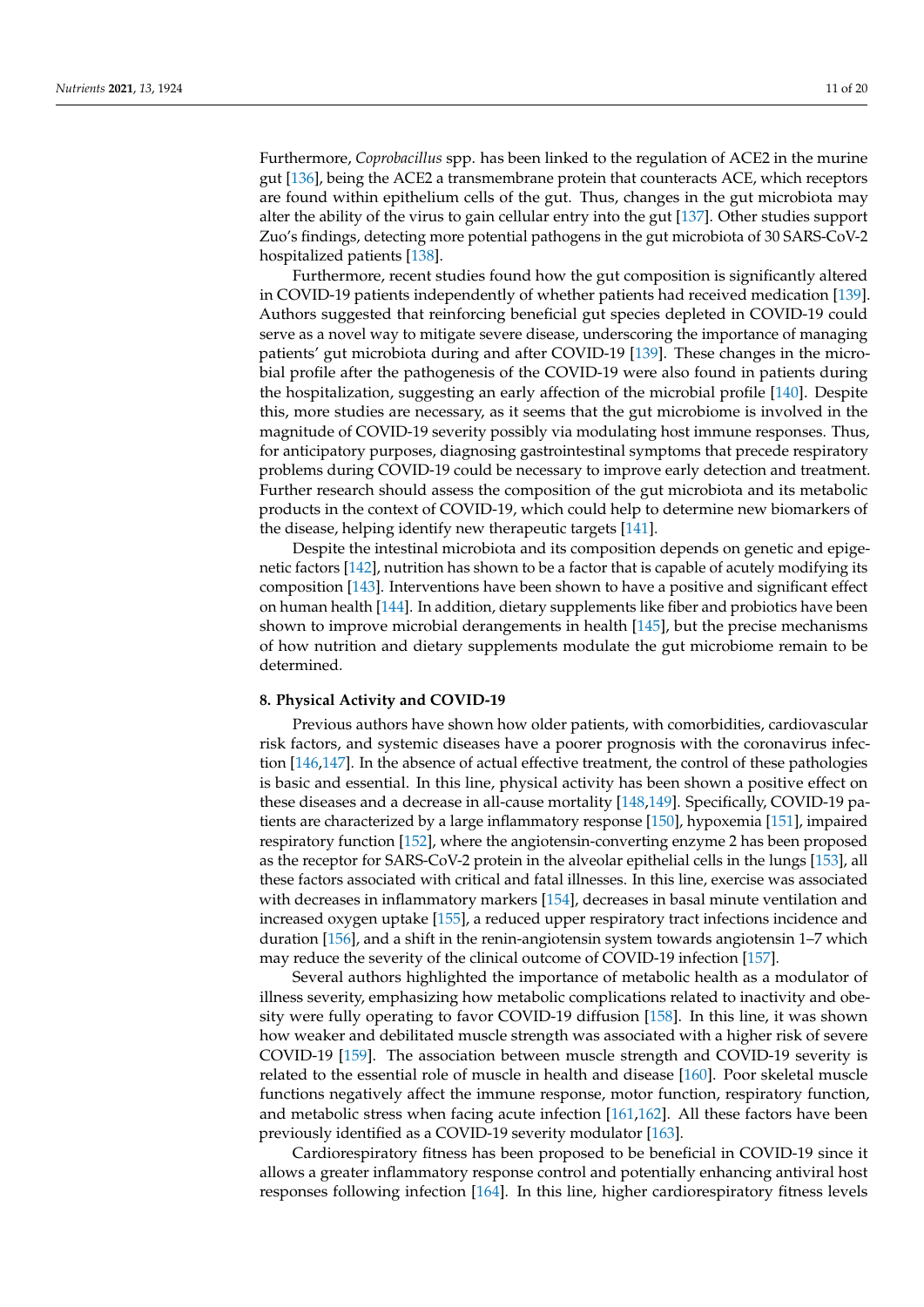Furthermore, *Coprobacillus* spp. has been linked to the regulation of ACE2 in the murine gut [136], being the ACE2 a transmembrane protein that counteracts ACE, which receptors are found within epithelium cells of the gut. Thus, changes in the gut microbiota may alter the ability of the virus to gain cellular entry into the gut [137]. Other studies support Zuo's findings, detecting more potential pathogens in the gut microbiota of 30 SARS-CoV-2 hospitalized patients [138].

Furthermore, recent studies found how the gut composition is significantly altered in COVID-19 patients independently of whether patients had received medication [139]. Authors suggested that reinforcing beneficial gut species depleted in COVID-19 could serve as a novel way to mitigate severe disease, underscoring the importance of managing patients' gut microbiota during and after COVID-19 [139]. These changes in the microbial profile after the pathogenesis of the COVID-19 were also found in patients during the hospitalization, suggesting an early affection of the microbial profile [140]. Despite this, more studies are necessary, as it seems that the gut microbiome is involved in the magnitude of COVID-19 severity possibly via modulating host immune responses. Thus, for anticipatory purposes, diagnosing gastrointestinal symptoms that precede respiratory problems during COVID-19 could be necessary to improve early detection and treatment. Further research should assess the composition of the gut microbiota and its metabolic products in the context of COVID-19, which could help to determine new biomarkers of the disease, helping identify new therapeutic targets [141].

Despite the intestinal microbiota and its composition depends on genetic and epigenetic factors [142], nutrition has shown to be a factor that is capable of acutely modifying its composition [143]. Interventions have been shown to have a positive and significant effect on human health [144]. In addition, dietary supplements like fiber and probiotics have been shown to improve microbial derangements in health [145], but the precise mechanisms of how nutrition and dietary supplements modulate the gut microbiome remain to be determined.

## 8. Physical Activity and COVID-19

Previous authors have shown how older patients, with comorbidities, cardiovascular risk factors, and systemic diseases have a poorer prognosis with the coronavirus infection [146,147]. In the absence of actual effective treatment, the control of these pathologies is basic and essential. In this line, physical activity has been shown a positive effect on these diseases and a decrease in all-cause mortality [148,149]. Specifically, COVID-19 patients are characterized by a large inflammatory response [150], hypoxemia [151], impaired respiratory function [152], where the angiotensin-converting enzyme 2 has been proposed as the receptor for SARS-CoV-2 protein in the alveolar epithelial cells in the lungs [153], all these factors associated with critical and fatal illnesses. In this line, exercise was associated with decreases in inflammatory markers [154], decreases in basal minute ventilation and increased oxygen uptake [155], a reduced upper respiratory tract infections incidence and duration [156], and a shift in the renin-angiotensin system towards angiotensin 1–7 which may reduce the severity of the clinical outcome of COVID-19 infection [157].

Several authors highlighted the importance of metabolic health as a modulator of illness severity, emphasizing how metabolic complications related to inactivity and obesity were fully operating to favor COVID-19 diffusion [158]. In this line, it was shown how weaker and debilitated muscle strength was associated with a higher risk of severe COVID-19 [159]. The association between muscle strength and COVID-19 severity is related to the essential role of muscle in health and disease [160]. Poor skeletal muscle functions negatively affect the immune response, motor function, respiratory function, and metabolic stress when facing acute infection [161,162]. All these factors have been previously identified as a COVID-19 severity modulator [163].

Cardiorespiratory fitness has been proposed to be beneficial in COVID-19 since it allows a greater inflammatory response control and potentially enhancing antiviral host responses following infection [164]. In this line, higher cardiorespiratory fitness levels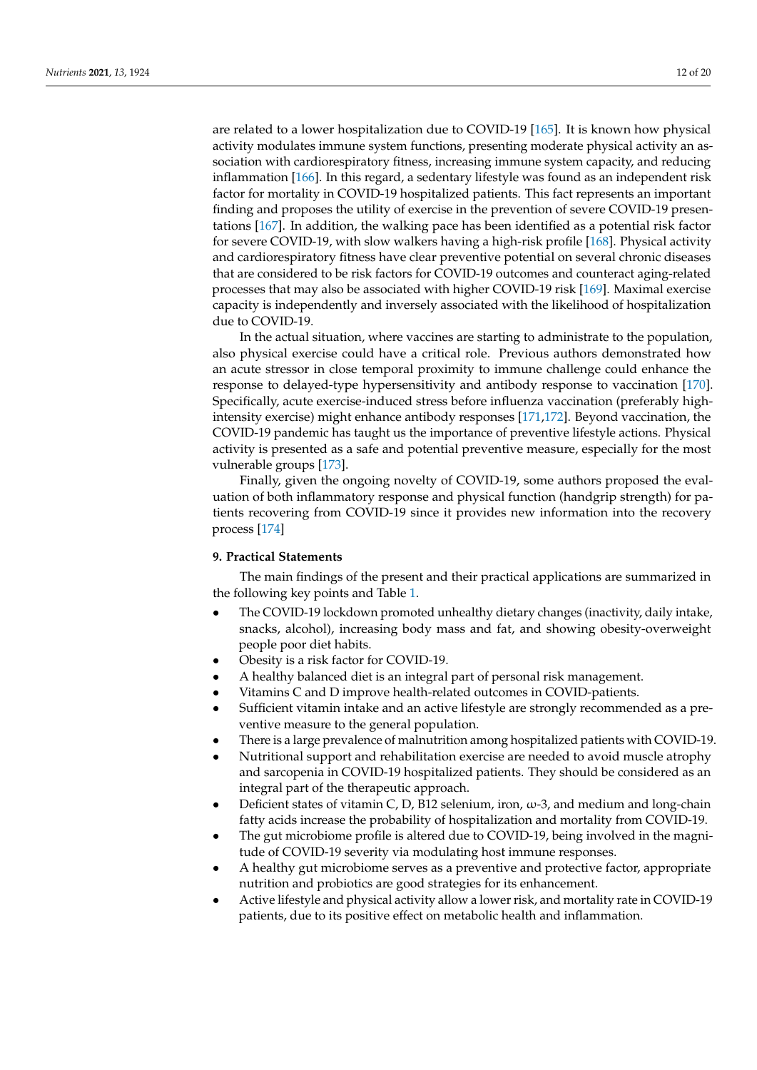are related to a lower hospitalization due to COVID-19 [165]. It is known how physical activity modulates immune system functions, presenting moderate physical activity an association with cardiorespiratory fitness, increasing immune system capacity, and reducing inflammation [166]. In this regard, a sedentary lifestyle was found as an independent risk factor for mortality in COVID-19 hospitalized patients. This fact represents an important finding and proposes the utility of exercise in the prevention of severe COVID-19 presentations [167]. In addition, the walking pace has been identified as a potential risk factor for severe COVID-19, with slow walkers having a high-risk profile [168]. Physical activity and cardiorespiratory fitness have clear preventive potential on several chronic diseases that are considered to be risk factors for COVID-19 outcomes and counteract aging-related processes that may also be associated with higher COVID-19 risk [169]. Maximal exercise capacity is independently and inversely associated with the likelihood of hospitalization due to COVID-19.

In the actual situation, where vaccines are starting to administrate to the population, also physical exercise could have a critical role. Previous authors demonstrated how an acute stressor in close temporal proximity to immune challenge could enhance the response to delayed-type hypersensitivity and antibody response to vaccination [170]. Specifically, acute exercise-induced stress before influenza vaccination (preferably high-intensity exercise) might enhance antibody responses [171,172]. Beyond vaccination, the COVID-19 pandemic has taught us the importance of preventive lifestyle actions. Physical activity is presented as a safe and potential preventive measure, especially for the most vulnerable groups [173].

Finally, given the ongoing novelty of COVID-19, some authors proposed the evaluation of both inflammatory response and physical function (handgrip strength) for patients recovering from COVID-19 since it provides new information into the recovery process [174]

## 9. Practical Statements

The main findings of the present and their practical applications are summarized in the following key points and Table 1.

- The COVID-19 lockdown promoted unhealthy dietary changes (inactivity, daily intake, snacks, alcohol), increasing body mass and fat, and showing obesity-overweight people poor diet habits.
- Obesity is a risk factor for COVID-19.
- A healthy balanced diet is an integral part of personal risk management.
- Vitamins C and D improve health-related outcomes in COVID-patients.
- Sufficient vitamin intake and an active lifestyle are strongly recommended as a preventive measure to the general population.
- There is a large prevalence of malnutrition among hospitalized patients with COVID-19.
- Nutritional support and rehabilitation exercise are needed to avoid muscle atrophy and sarcopenia in COVID-19 hospitalized patients. They should be considered as an integral part of the therapeutic approach.
- Deficient states of vitamin C, D, B12 selenium, iron, ω-3, and medium and long-chain fatty acids increase the probability of hospitalization and mortality from COVID-19.
- The gut microbiome profile is altered due to COVID-19, being involved in the magnitude of COVID-19 severity via modulating host immune responses.
- A healthy gut microbiome serves as a preventive and protective factor, appropriate nutrition and probiotics are good strategies for its enhancement.
- Active lifestyle and physical activity allow a lower risk, and mortality rate in COVID-19 patients, due to its positive effect on metabolic health and inflammation.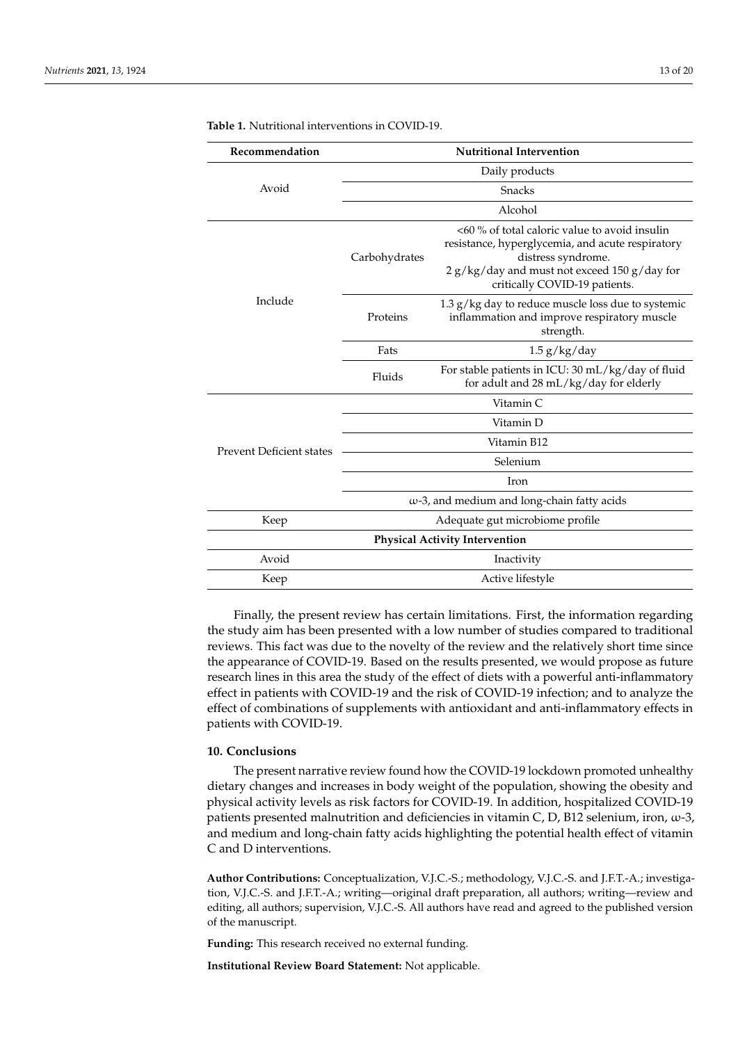**Table 1.** Nutritional interventions in COVID-19.

| Recommendation | Nutritional Intervention | |
|---|---|---|
| Avoid | Daily products | |
| | Snacks | |
| | Alcohol | |
| Include | Carbohydrates | <60 % of total caloric value to avoid insulin resistance, hyperglycemia, and acute respiratory distress syndrome. 2 g/kg/day and must not exceed 150 g/day for critically COVID-19 patients. |
| | Proteins | 1.3 g/kg day to reduce muscle loss due to systemic inflammation and improve respiratory muscle strength. |
| | Fats | 1.5 g/kg/day |
| | Fluids | For stable patients in ICU: 30 mL/kg/day of fluid for adult and 28 mL/kg/day for elderly |
| Prevent Deficient states | Vitamin C | |
| | Vitamin D | |
| | Vitamin B12 | |
| | Selenium | |
| | Iron | |
| | ω-3, and medium and long-chain fatty acids | |
| Keep | Adequate gut microbiome profile | |
| **Physical Activity Intervention** | | |
| Avoid | Inactivity | |
| Keep | Active lifestyle | |

Finally, the present review has certain limitations. First, the information regarding the study aim has been presented with a low number of studies compared to traditional reviews. This fact was due to the novelty of the review and the relatively short time since the appearance of COVID-19. Based on the results presented, we would propose as future research lines in this area the study of the effect of diets with a powerful anti-inflammatory effect in patients with COVID-19 and the risk of COVID-19 infection; and to analyze the effect of combinations of supplements with antioxidant and anti-inflammatory effects in patients with COVID-19.

## 10. Conclusions

The present narrative review found how the COVID-19 lockdown promoted unhealthy dietary changes and increases in body weight of the population, showing the obesity and physical activity levels as risk factors for COVID-19. In addition, hospitalized COVID-19 patients presented malnutrition and deficiencies in vitamin C, D, B12 selenium, iron, ω-3, and medium and long-chain fatty acids highlighting the potential health effect of vitamin C and D interventions.

**Author Contributions:** Conceptualization, V.J.C.-S.; methodology, V.J.C.-S. and J.F.T.-A.; investigation, V.J.C.-S. and J.F.T.-A.; writing—original draft preparation, all authors; writing—review and editing, all authors; supervision, V.J.C.-S. All authors have read and agreed to the published version of the manuscript.

**Funding:** This research received no external funding.

**Institutional Review Board Statement:** Not applicable.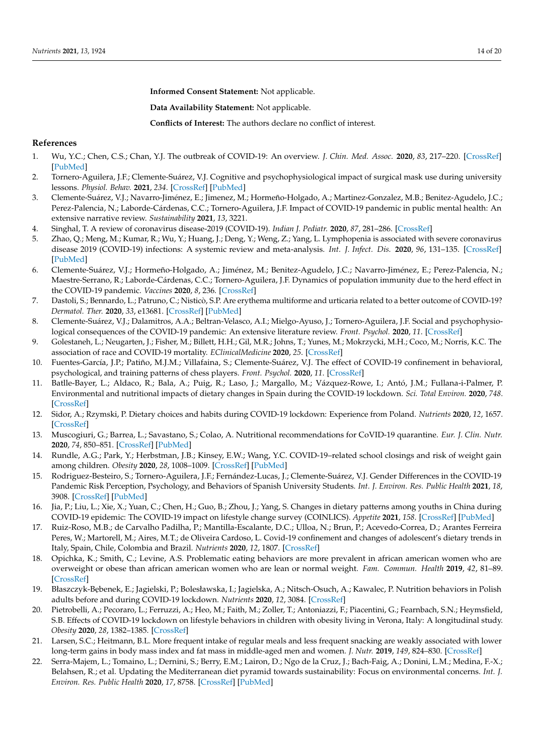**Informed Consent Statement:** Not applicable.

**Data Availability Statement:** Not applicable.

**Conflicts of Interest:** The authors declare no conflict of interest.

## References

1. Wu, Y.C.; Chen, C.S.; Chan, Y.J. The outbreak of COVID-19: An overview. *J. Chin. Med. Assoc.* **2020**, *83*, 217–220. [CrossRef] [PubMed]
2. Tornero-Aguilera, J.F.; Clemente-Suárez, V.J. Cognitive and psychophysiological impact of surgical mask use during university lessons. *Physiol. Behav.* **2021**, *234*. [CrossRef] [PubMed]
3. Clemente-Suárez, V.J.; Navarro-Jiménez, E.; Jimenez, M.; Hormeño-Holgado, A.; Martinez-Gonzalez, M.B.; Benitez-Agudelo, J.C.; Perez-Palencia, N.; Laborde-Cárdenas, C.C.; Tornero-Aguilera, J.F. Impact of COVID-19 pandemic in public mental health: An extensive narrative review. *Sustainability* **2021**, *13*, 3221.
4. Singhal, T. A review of coronavirus disease-2019 (COVID-19). *Indian J. Pediatr.* **2020**, *87*, 281–286. [CrossRef]
5. Zhao, Q.; Meng, M.; Kumar, R.; Wu, Y.; Huang, J.; Deng, Y.; Weng, Z.; Yang, L. Lymphopenia is associated with severe coronavirus disease 2019 (COVID-19) infections: A systemic review and meta-analysis. *Int. J. Infect. Dis.* **2020**, *96*, 131–135. [CrossRef] [PubMed]
6. Clemente-Suárez, V.J.; Hormeño-Holgado, A.; Jiménez, M.; Benitez-Agudelo, J.C.; Navarro-Jiménez, E.; Perez-Palencia, N.; Maestre-Serrano, R.; Laborde-Cárdenas, C.C.; Tornero-Aguilera, J.F. Dynamics of population immunity due to the herd effect in the COVID-19 pandemic. *Vaccines* **2020**, *8*, 236. [CrossRef]
7. Dastoli, S.; Bennardo, L.; Patruno, C.; Nisticò, S.P. Are erythema multiforme and urticaria related to a better outcome of COVID-19? *Dermatol. Ther.* **2020**, *33*, e13681. [CrossRef] [PubMed]
8. Clemente-Suárez, V.J.; Dalamitros, A.A.; Beltran-Velasco, A.I.; Mielgo-Ayuso, J.; Tornero-Aguilera, J.F. Social and psychophysiological consequences of the COVID-19 pandemic: An extensive literature review. *Front. Psychol.* **2020**, *11*. [CrossRef]
9. Golestaneh, L.; Neugarten, J.; Fisher, M.; Billett, H.H.; Gil, M.R.; Johns, T.; Yunes, M.; Mokrzycki, M.H.; Coco, M.; Norris, K.C. The association of race and COVID-19 mortality. *EClinicalMedicine* **2020**, *25*. [CrossRef]
10. Fuentes-García, J.P.; Patiño, M.J.M.; Villafaina, S.; Clemente-Suárez, V.J. The effect of COVID-19 confinement in behavioral, psychological, and training patterns of chess players. *Front. Psychol.* **2020**, *11*. [CrossRef]
11. Batlle-Bayer, L.; Aldaco, R.; Bala, A.; Puig, R.; Laso, J.; Margallo, M.; Vázquez-Rowe, I.; Antó, J.M.; Fullana-i-Palmer, P. Environmental and nutritional impacts of dietary changes in Spain during the COVID-19 lockdown. *Sci. Total Environ.* **2020**, *748*. [CrossRef]
12. Sidor, A.; Rzymski, P. Dietary choices and habits during COVID-19 lockdown: Experience from Poland. *Nutrients* **2020**, *12*, 1657. [CrossRef]
13. Muscogiuri, G.; Barrea, L.; Savastano, S.; Colao, A. Nutritional recommendations for CoVID-19 quarantine. *Eur. J. Clin. Nutr.* **2020**, *74*, 850–851. [CrossRef] [PubMed]
14. Rundle, A.G.; Park, Y.; Herbstman, J.B.; Kinsey, E.W.; Wang, Y.C. COVID-19–related school closings and risk of weight gain among children. *Obesity* **2020**, *28*, 1008–1009. [CrossRef] [PubMed]
15. Rodriguez-Besteiro, S.; Tornero-Aguilera, J.F.; Fernández-Lucas, J.; Clemente-Suárez, V.J. Gender Differences in the COVID-19 Pandemic Risk Perception, Psychology, and Behaviors of Spanish University Students. *Int. J. Environ. Res. Public Health* **2021**, *18*, 3908. [CrossRef] [PubMed]
16. Jia, P.; Liu, L.; Xie, X.; Yuan, C.; Chen, H.; Guo, B.; Zhou, J.; Yang, S. Changes in dietary patterns among youths in China during COVID-19 epidemic: The COVID-19 impact on lifestyle change survey (COINLICS). *Appetite* **2021**, *158*. [CrossRef] [PubMed]
17. Ruiz-Roso, M.B.; de Carvalho Padilha, P.; Mantilla-Escalante, D.C.; Ulloa, N.; Brun, P.; Acevedo-Correa, D.; Arantes Ferreira Peres, W.; Martorell, M.; Aires, M.T.; de Oliveira Cardoso, L. Covid-19 confinement and changes of adolescent's dietary trends in Italy, Spain, Chile, Colombia and Brazil. *Nutrients* **2020**, *12*, 1807. [CrossRef]
18. Opichka, K.; Smith, C.; Levine, A.S. Problematic eating behaviors are more prevalent in african american women who are overweight or obese than african american women who are lean or normal weight. *Fam. Commun. Health* **2019**, *42*, 81–89. [CrossRef]
19. Błaszczyk-Bębenek, E.; Jagielski, P.; Bolesławska, I.; Jagielska, A.; Nitsch-Osuch, A.; Kawalec, P. Nutrition behaviors in Polish adults before and during COVID-19 lockdown. *Nutrients* **2020**, *12*, 3084. [CrossRef]
20. Pietrobelli, A.; Pecoraro, L.; Ferruzzi, A.; Heo, M.; Faith, M.; Zoller, T.; Antoniazzi, F.; Piacentini, G.; Fearnbach, S.N.; Heymsfield, S.B. Effects of COVID-19 lockdown on lifestyle behaviors in children with obesity living in Verona, Italy: A longitudinal study. *Obesity* **2020**, *28*, 1382–1385. [CrossRef]
21. Larsen, S.C.; Heitmann, B.L. More frequent intake of regular meals and less frequent snacking are weakly associated with lower long-term gains in body mass index and fat mass in middle-aged men and women. *J. Nutr.* **2019**, *149*, 824–830. [CrossRef]
22. Serra-Majem, L.; Tomaino, L.; Dernini, S.; Berry, E.M.; Lairon, D.; Ngo de la Cruz, J.; Bach-Faig, A.; Donini, L.M.; Medina, F.-X.; Belahsen, R.; et al. Updating the Mediterranean diet pyramid towards sustainability: Focus on environmental concerns. *Int. J. Environ. Res. Public Health* **2020**, *17*, 8758. [CrossRef] [PubMed]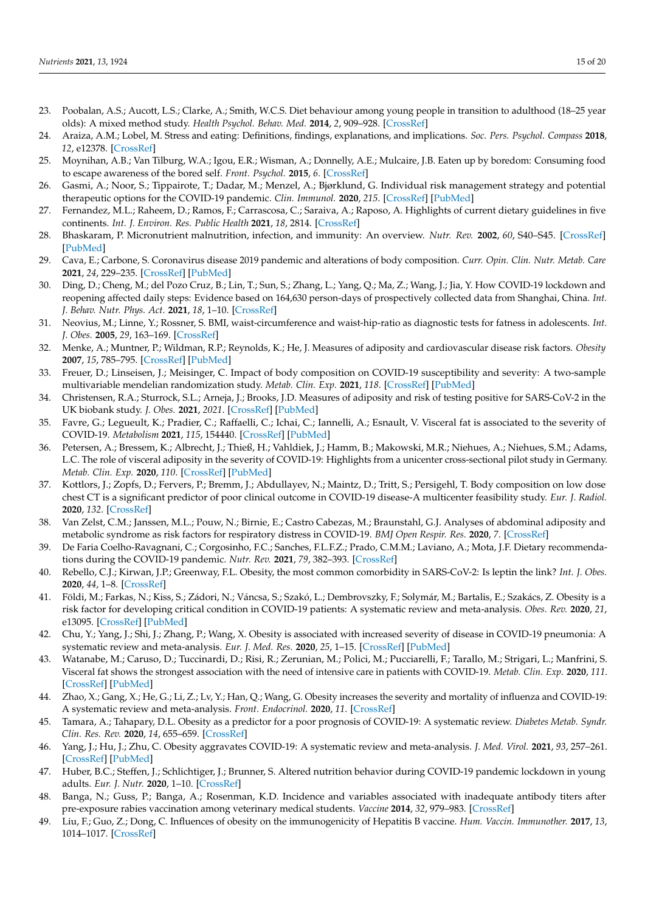23. Poobalan, A.S.; Aucott, L.S.; Clarke, A.; Smith, W.C.S. Diet behaviour among young people in transition to adulthood (18–25 year olds): A mixed method study. *Health Psychol. Behav. Med.* **2014**, *2*, 909–928. [CrossRef]
24. Araiza, A.M.; Lobel, M. Stress and eating: Definitions, findings, explanations, and implications. *Soc. Pers. Psychol. Compass* **2018**, *12*, e12378. [CrossRef]
25. Moynihan, A.B.; Van Tilburg, W.A.; Igou, E.R.; Wisman, A.; Donnelly, A.E.; Mulcaire, J.B. Eaten up by boredom: Consuming food to escape awareness of the bored self. *Front. Psychol.* **2015**, *6*. [CrossRef]
26. Gasmi, A.; Noor, S.; Tippairote, T.; Dadar, M.; Menzel, A.; Bjørklund, G. Individual risk management strategy and potential therapeutic options for the COVID-19 pandemic. *Clin. Immunol.* **2020**, *215*. [CrossRef] [PubMed]
27. Fernandez, M.L.; Raheem, D.; Ramos, F.; Carrascosa, C.; Saraiva, A.; Raposo, A. Highlights of current dietary guidelines in five continents. *Int. J. Environ. Res. Public Health* **2021**, *18*, 2814. [CrossRef]
28. Bhaskaram, P. Micronutrient malnutrition, infection, and immunity: An overview. *Nutr. Rev.* **2002**, *60*, S40–S45. [CrossRef] [PubMed]
29. Cava, E.; Carbone, S. Coronavirus disease 2019 pandemic and alterations of body composition. *Curr. Opin. Clin. Nutr. Metab. Care* **2021**, *24*, 229–235. [CrossRef] [PubMed]
30. Ding, D.; Cheng, M.; del Pozo Cruz, B.; Lin, T.; Sun, S.; Zhang, L.; Yang, Q.; Ma, Z.; Wang, J.; Jia, Y. How COVID-19 lockdown and reopening affected daily steps: Evidence based on 164,630 person-days of prospectively collected data from Shanghai, China. *Int. J. Behav. Nutr. Phys. Act.* **2021**, *18*, 1–10. [CrossRef]
31. Neovius, M.; Linne, Y.; Rossner, S. BMI, waist-circumference and waist-hip-ratio as diagnostic tests for fatness in adolescents. *Int. J. Obes.* **2005**, *29*, 163–169. [CrossRef]
32. Menke, A.; Muntner, P.; Wildman, R.P.; Reynolds, K.; He, J. Measures of adiposity and cardiovascular disease risk factors. *Obesity* **2007**, *15*, 785–795. [CrossRef] [PubMed]
33. Freuer, D.; Linseisen, J.; Meisinger, C. Impact of body composition on COVID-19 susceptibility and severity: A two-sample multivariable mendelian randomization study. *Metab. Clin. Exp.* **2021**, *118*. [CrossRef] [PubMed]
34. Christensen, R.A.; Sturrock, S.L.; Arneja, J.; Brooks, J.D. Measures of adiposity and risk of testing positive for SARS-CoV-2 in the UK biobank study. *J. Obes.* **2021**, *2021*. [CrossRef] [PubMed]
35. Favre, G.; Legueult, K.; Pradier, C.; Raffaelli, C.; Ichai, C.; Iannelli, A.; Esnault, V. Visceral fat is associated to the severity of COVID-19. *Metabolism* **2021**, *115*, 154440. [CrossRef] [PubMed]
36. Petersen, A.; Bressem, K.; Albrecht, J.; Thieß, H.; Vahldiek, J.; Hamm, B.; Makowski, M.R.; Niehues, A.; Niehues, S.M.; Adams, L.C. The role of visceral adiposity in the severity of COVID-19: Highlights from a unicenter cross-sectional pilot study in Germany. *Metab. Clin. Exp.* **2020**, *110*. [CrossRef] [PubMed]
37. Kottlors, J.; Zopfs, D.; Fervers, P.; Bremm, J.; Abdullayev, N.; Maintz, D.; Tritt, S.; Persigehl, T. Body composition on low dose chest CT is a significant predictor of poor clinical outcome in COVID-19 disease-A multicenter feasibility study. *Eur. J. Radiol.* **2020**, *132*. [CrossRef]
38. Van Zelst, C.M.; Janssen, M.L.; Pouw, N.; Birnie, E.; Castro Cabezas, M.; Braunstahl, G.J. Analyses of abdominal adiposity and metabolic syndrome as risk factors for respiratory distress in COVID-19. *BMJ Open Respir. Res.* **2020**, *7*. [CrossRef]
39. De Faria Coelho-Ravagnani, C.; Corgosinho, F.C.; Sanches, F.L.F.Z.; Prado, C.M.M.; Laviano, A.; Mota, J.F. Dietary recommendations during the COVID-19 pandemic. *Nutr. Rev.* **2021**, *79*, 382–393. [CrossRef]
40. Rebello, C.J.; Kirwan, J.P.; Greenway, F.L. Obesity, the most common comorbidity in SARS-CoV-2: Is leptin the link? *Int. J. Obes.* **2020**, *44*, 1–8. [CrossRef]
41. Földi, M.; Farkas, N.; Kiss, S.; Zádori, N.; Váncsa, S.; Szakó, L.; Dembrovszky, F.; Solymár, M.; Bartalis, E.; Szakács, Z. Obesity is a risk factor for developing critical condition in COVID-19 patients: A systematic review and meta-analysis. *Obes. Rev.* **2020**, *21*, e13095. [CrossRef] [PubMed]
42. Chu, Y.; Yang, J.; Shi, J.; Zhang, P.; Wang, X. Obesity is associated with increased severity of disease in COVID-19 pneumonia: A systematic review and meta-analysis. *Eur. J. Med. Res.* **2020**, *25*, 1–15. [CrossRef] [PubMed]
43. Watanabe, M.; Caruso, D.; Tuccinardi, D.; Risi, R.; Zerunian, M.; Polici, M.; Pucciarelli, F.; Tarallo, M.; Strigari, L.; Manfrini, S. Visceral fat shows the strongest association with the need of intensive care in patients with COVID-19. *Metab. Clin. Exp.* **2020**, *111*. [CrossRef] [PubMed]
44. Zhao, X.; Gang, X.; He, G.; Li, Z.; Lv, Y.; Han, Q.; Wang, G. Obesity increases the severity and mortality of influenza and COVID-19: A systematic review and meta-analysis. *Front. Endocrinol.* **2020**, *11*. [CrossRef]
45. Tamara, A.; Tahapary, D.L. Obesity as a predictor for a poor prognosis of COVID-19: A systematic review. *Diabetes Metab. Syndr. Clin. Res. Rev.* **2020**, *14*, 655–659. [CrossRef]
46. Yang, J.; Hu, J.; Zhu, C. Obesity aggravates COVID-19: A systematic review and meta-analysis. *J. Med. Virol.* **2021**, *93*, 257–261. [CrossRef] [PubMed]
47. Huber, B.C.; Steffen, J.; Schlichtiger, J.; Brunner, S. Altered nutrition behavior during COVID-19 pandemic lockdown in young adults. *Eur. J. Nutr.* **2020**, 1–10. [CrossRef]
48. Banga, N.; Guss, P.; Banga, A.; Rosenman, K.D. Incidence and variables associated with inadequate antibody titers after pre-exposure rabies vaccination among veterinary medical students. *Vaccine* **2014**, *32*, 979–983. [CrossRef]
49. Liu, F.; Guo, Z.; Dong, C. Influences of obesity on the immunogenicity of Hepatitis B vaccine. *Hum. Vaccin. Immunother.* **2017**, *13*, 1014–1017. [CrossRef]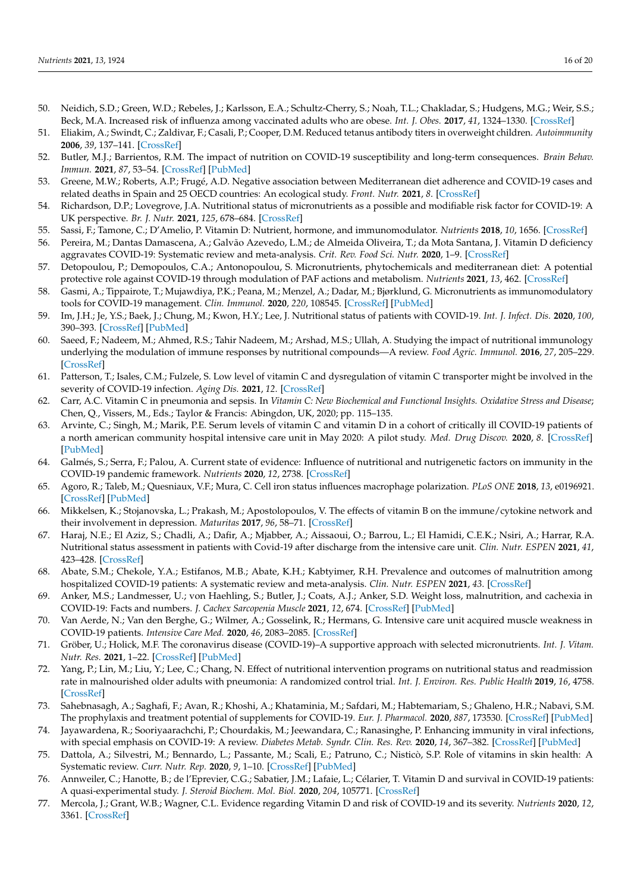50. Neidich, S.D.; Green, W.D.; Rebeles, J.; Karlsson, E.A.; Schultz-Cherry, S.; Noah, T.L.; Chakladar, S.; Hudgens, M.G.; Weir, S.S.; Beck, M.A. Increased risk of influenza among vaccinated adults who are obese. *Int. J. Obes.* **2017**, *41*, 1324–1330. [CrossRef]
51. Eliakim, A.; Swindt, C.; Zaldivar, F.; Casali, P.; Cooper, D.M. Reduced tetanus antibody titers in overweight children. *Autoimmunity* **2006**, *39*, 137–141. [CrossRef]
52. Butler, M.J.; Barrientos, R.M. The impact of nutrition on COVID-19 susceptibility and long-term consequences. *Brain Behav. Immun.* **2021**, *87*, 53–54. [CrossRef] [PubMed]
53. Greene, M.W.; Roberts, A.P.; Frugé, A.D. Negative association between Mediterranean diet adherence and COVID-19 cases and related deaths in Spain and 25 OECD countries: An ecological study. *Front. Nutr.* **2021**, *8*. [CrossRef]
54. Richardson, D.P.; Lovegrove, J.A. Nutritional status of micronutrients as a possible and modifiable risk factor for COVID-19: A UK perspective. *Br. J. Nutr.* **2021**, *125*, 678–684. [CrossRef]
55. Sassi, F.; Tamone, C.; D'Amelio, P. Vitamin D: Nutrient, hormone, and immunomodulator. *Nutrients* **2018**, *10*, 1656. [CrossRef]
56. Pereira, M.; Dantas Damascena, A.; Galvão Azevedo, L.M.; de Almeida Oliveira, T.; da Mota Santana, J. Vitamin D deficiency aggravates COVID-19: Systematic review and meta-analysis. *Crit. Rev. Food Sci. Nutr.* **2020**, 1–9. [CrossRef]
57. Detopoulou, P.; Demopoulos, C.A.; Antonopoulou, S. Micronutrients, phytochemicals and mediterranean diet: A potential protective role against COVID-19 through modulation of PAF actions and metabolism. *Nutrients* **2021**, *13*, 462. [CrossRef]
58. Gasmi, A.; Tippairote, T.; Mujawdiya, P.K.; Peana, M.; Menzel, A.; Dadar, M.; Bjørklund, G. Micronutrients as immunomodulatory tools for COVID-19 management. *Clin. Immunol.* **2020**, *220*, 108545. [CrossRef] [PubMed]
59. Im, J.H.; Je, Y.S.; Baek, J.; Chung, M.; Kwon, H.Y.; Lee, J. Nutritional status of patients with COVID-19. *Int. J. Infect. Dis.* **2020**, *100*, 390–393. [CrossRef] [PubMed]
60. Saeed, F.; Nadeem, M.; Ahmed, R.S.; Tahir Nadeem, M.; Arshad, M.S.; Ullah, A. Studying the impact of nutritional immunology underlying the modulation of immune responses by nutritional compounds—A review. *Food Agric. Immunol.* **2016**, *27*, 205–229. [CrossRef]
61. Patterson, T.; Isales, C.M.; Fulzele, S. Low level of vitamin C and dysregulation of vitamin C transporter might be involved in the severity of COVID-19 infection. *Aging Dis.* **2021**, *12*. [CrossRef]
62. Carr, A.C. Vitamin C in pneumonia and sepsis. In *Vitamin C: New Biochemical and Functional Insights. Oxidative Stress and Disease*; Chen, Q., Vissers, M., Eds.; Taylor & Francis: Abingdon, UK, 2020; pp. 115–135.
63. Arvinte, C.; Singh, M.; Marik, P.E. Serum levels of vitamin C and vitamin D in a cohort of critically ill COVID-19 patients of a north american community hospital intensive care unit in May 2020: A pilot study. *Med. Drug Discov.* **2020**, *8*. [CrossRef] [PubMed]
64. Galmés, S.; Serra, F.; Palou, A. Current state of evidence: Influence of nutritional and nutrigenetic factors on immunity in the COVID-19 pandemic framework. *Nutrients* **2020**, *12*, 2738. [CrossRef]
65. Agoro, R.; Taleb, M.; Quesniaux, V.F.; Mura, C. Cell iron status influences macrophage polarization. *PLoS ONE* **2018**, *13*, e0196921. [CrossRef] [PubMed]
66. Mikkelsen, K.; Stojanovska, L.; Prakash, M.; Apostolopoulos, V. The effects of vitamin B on the immune/cytokine network and their involvement in depression. *Maturitas* **2017**, *96*, 58–71. [CrossRef]
67. Haraj, N.E.; El Aziz, S.; Chadli, A.; Dafir, A.; Mjabber, A.; Aissaoui, O.; Barrou, L.; El Hamidi, C.E.K.; Nsiri, A.; Harrar, R.A. Nutritional status assessment in patients with Covid-19 after discharge from the intensive care unit. *Clin. Nutr. ESPEN* **2021**, *41*, 423–428. [CrossRef]
68. Abate, S.M.; Chekole, Y.A.; Estifanos, M.B.; Abate, K.H.; Kabtyimer, R.H. Prevalence and outcomes of malnutrition among hospitalized COVID-19 patients: A systematic review and meta-analysis. *Clin. Nutr. ESPEN* **2021**, *43*. [CrossRef]
69. Anker, M.S.; Landmesser, U.; von Haehling, S.; Butler, J.; Coats, A.J.; Anker, S.D. Weight loss, malnutrition, and cachexia in COVID-19: Facts and numbers. *J. Cachex Sarcopenia Muscle* **2021**, *12*, 674. [CrossRef] [PubMed]
70. Van Aerde, N.; Van den Berghe, G.; Wilmer, A.; Gosselink, R.; Hermans, G. Intensive care unit acquired muscle weakness in COVID-19 patients. *Intensive Care Med.* **2020**, *46*, 2083–2085. [CrossRef]
71. Gröber, U.; Holick, M.F. The coronavirus disease (COVID-19)–A supportive approach with selected micronutrients. *Int. J. Vitam. Nutr. Res.* **2021**, 1–22. [CrossRef] [PubMed]
72. Yang, P.; Lin, M.; Liu, Y.; Lee, C.; Chang, N. Effect of nutritional intervention programs on nutritional status and readmission rate in malnourished older adults with pneumonia: A randomized control trial. *Int. J. Environ. Res. Public Health* **2019**, *16*, 4758. [CrossRef]
73. Sahebnasagh, A.; Saghafi, F.; Avan, R.; Khoshi, A.; Khataminia, M.; Safdari, M.; Habtemariam, S.; Ghaleno, H.R.; Nabavi, S.M. The prophylaxis and treatment potential of supplements for COVID-19. *Eur. J. Pharmacol.* **2020**, *887*, 173530. [CrossRef] [PubMed]
74. Jayawardena, R.; Sooriyaarachchi, P.; Chourdakis, M.; Jeewandara, C.; Ranasinghe, P. Enhancing immunity in viral infections, with special emphasis on COVID-19: A review. *Diabetes Metab. Syndr. Clin. Res. Rev.* **2020**, *14*, 367–382. [CrossRef] [PubMed]
75. Dattola, A.; Silvestri, M.; Bennardo, L.; Passante, M.; Scali, E.; Patruno, C.; Nisticò, S.P. Role of vitamins in skin health: A Systematic review. *Curr. Nutr. Rep.* **2020**, *9*, 1–10. [CrossRef] [PubMed]
76. Annweiler, C.; Hanotte, B.; de l'Eprevier, C.G.; Sabatier, J.M.; Lafaie, L.; Célarier, T. Vitamin D and survival in COVID-19 patients: A quasi-experimental study. *J. Steroid Biochem. Mol. Biol.* **2020**, *204*, 105771. [CrossRef]
77. Mercola, J.; Grant, W.B.; Wagner, C.L. Evidence regarding Vitamin D and risk of COVID-19 and its severity. *Nutrients* **2020**, *12*, 3361. [CrossRef]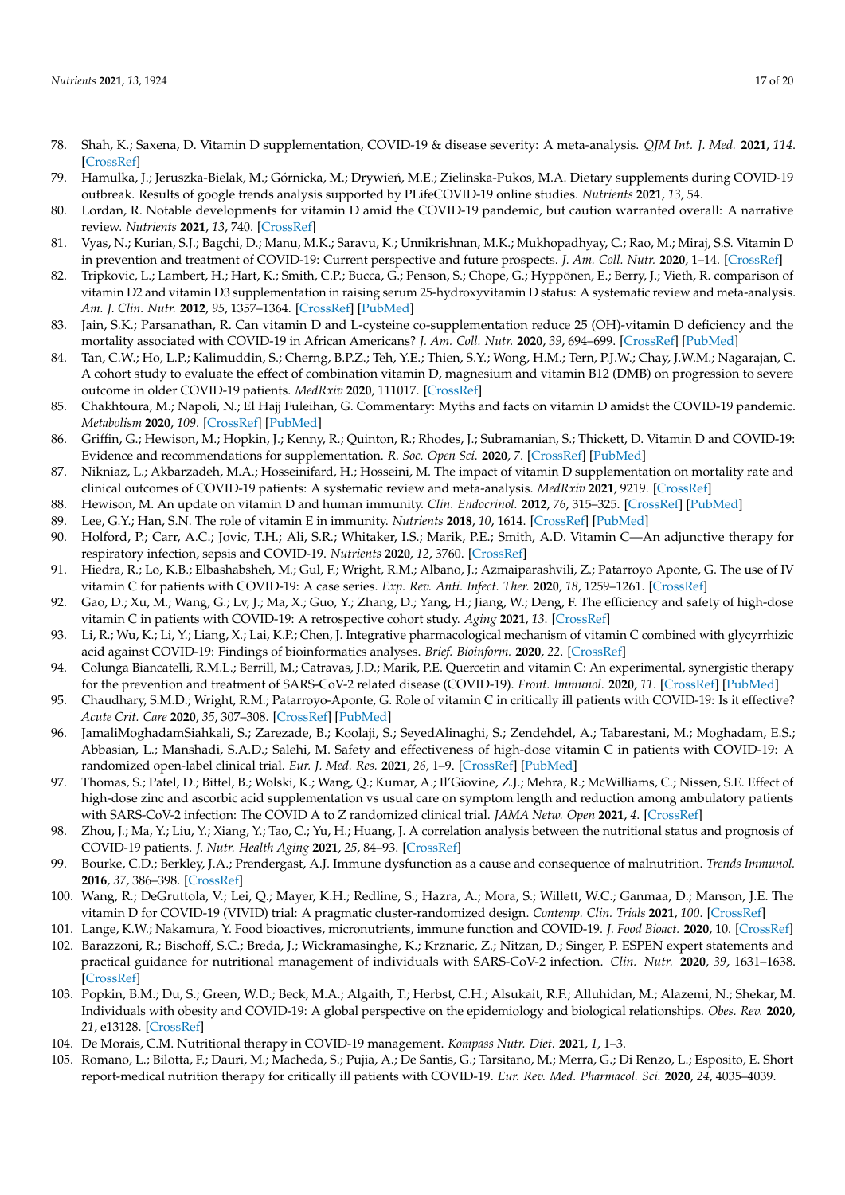78. Shah, K.; Saxena, D. Vitamin D supplementation, COVID-19 & disease severity: A meta-analysis. *QJM Int. J. Med.* **2021**, *114*. [CrossRef]
79. Hamulka, J.; Jeruszka-Bielak, M.; Górnicka, M.; Drywień, M.E.; Zielinska-Pukos, M.A. Dietary supplements during COVID-19 outbreak. Results of google trends analysis supported by PLifeCOVID-19 online studies. *Nutrients* **2021**, *13*, 54.
80. Lordan, R. Notable developments for vitamin D amid the COVID-19 pandemic, but caution warranted overall: A narrative review. *Nutrients* **2021**, *13*, 740. [CrossRef]
81. Vyas, N.; Kurian, S.J.; Bagchi, D.; Manu, M.K.; Saravu, K.; Unnikrishnan, M.K.; Mukhopadhyay, C.; Rao, M.; Miraj, S.S. Vitamin D in prevention and treatment of COVID-19: Current perspective and future prospects. *J. Am. Coll. Nutr.* **2020**, 1–14. [CrossRef]
82. Tripkovic, L.; Lambert, H.; Hart, K.; Smith, C.P.; Bucca, G.; Penson, S.; Chope, G.; Hyppönen, E.; Berry, J.; Vieth, R. comparison of vitamin D2 and vitamin D3 supplementation in raising serum 25-hydroxyvitamin D status: A systematic review and meta-analysis. *Am. J. Clin. Nutr.* **2012**, *95*, 1357–1364. [CrossRef] [PubMed]
83. Jain, S.K.; Parsanathan, R. Can vitamin D and L-cysteine co-supplementation reduce 25 (OH)-vitamin D deficiency and the mortality associated with COVID-19 in African Americans? *J. Am. Coll. Nutr.* **2020**, *39*, 694–699. [CrossRef] [PubMed]
84. Tan, C.W.; Ho, L.P.; Kalimuddin, S.; Cherng, B.P.Z.; Teh, Y.E.; Thien, S.Y.; Wong, H.M.; Tern, P.J.W.; Chay, J.W.M.; Nagarajan, C. A cohort study to evaluate the effect of combination vitamin D, magnesium and vitamin B12 (DMB) on progression to severe outcome in older COVID-19 patients. *MedRxiv* **2020**, 111017. [CrossRef]
85. Chakhtoura, M.; Napoli, N.; El Hajj Fuleihan, G. Commentary: Myths and facts on vitamin D amidst the COVID-19 pandemic. *Metabolism* **2020**, *109*. [CrossRef] [PubMed]
86. Griffin, G.; Hewison, M.; Hopkin, J.; Kenny, R.; Quinton, R.; Rhodes, J.; Subramanian, S.; Thickett, D. Vitamin D and COVID-19: Evidence and recommendations for supplementation. *R. Soc. Open Sci.* **2020**, *7*. [CrossRef] [PubMed]
87. Nikniaz, L.; Akbarzadeh, M.A.; Hosseinifard, H.; Hosseini, M. The impact of vitamin D supplementation on mortality rate and clinical outcomes of COVID-19 patients: A systematic review and meta-analysis. *MedRxiv* **2021**, 9219. [CrossRef]
88. Hewison, M. An update on vitamin D and human immunity. *Clin. Endocrinol.* **2012**, *76*, 315–325. [CrossRef] [PubMed]
89. Lee, G.Y.; Han, S.N. The role of vitamin E in immunity. *Nutrients* **2018**, *10*, 1614. [CrossRef] [PubMed]
90. Holford, P.; Carr, A.C.; Jovic, T.H.; Ali, S.R.; Whitaker, I.S.; Marik, P.E.; Smith, A.D. Vitamin C—An adjunctive therapy for respiratory infection, sepsis and COVID-19. *Nutrients* **2020**, *12*, 3760. [CrossRef]
91. Hiedra, R.; Lo, K.B.; Elbashabsheh, M.; Gul, F.; Wright, R.M.; Albano, J.; Azmaiparashvili, Z.; Patarroyo Aponte, G. The use of IV vitamin C for patients with COVID-19: A case series. *Exp. Rev. Anti. Infect. Ther.* **2020**, *18*, 1259–1261. [CrossRef]
92. Gao, D.; Xu, M.; Wang, G.; Lv, J.; Ma, X.; Guo, Y.; Zhang, D.; Yang, H.; Jiang, W.; Deng, F. The efficiency and safety of high-dose vitamin C in patients with COVID-19: A retrospective cohort study. *Aging* **2021**, *13*. [CrossRef]
93. Li, R.; Wu, K.; Li, Y.; Liang, X.; Lai, K.P.; Chen, J. Integrative pharmacological mechanism of vitamin C combined with glycyrrhizic acid against COVID-19: Findings of bioinformatics analyses. *Brief. Bioinform.* **2020**, *22*. [CrossRef]
94. Colunga Biancatelli, R.M.L.; Berrill, M.; Catravas, J.D.; Marik, P.E. Quercetin and vitamin C: An experimental, synergistic therapy for the prevention and treatment of SARS-CoV-2 related disease (COVID-19). *Front. Immunol.* **2020**, *11*. [CrossRef] [PubMed]
95. Chaudhary, S.M.D.; Wright, R.M.; Patarroyo-Aponte, G. Role of vitamin C in critically ill patients with COVID-19: Is it effective? *Acute Crit. Care* **2020**, *35*, 307–308. [CrossRef] [PubMed]
96. JamaliMoghadamSiahkali, S.; Zarezade, B.; Koolaji, S.; SeyedAlinaghi, S.; Zendehdel, A.; Tabarestani, M.; Moghadam, E.S.; Abbasian, L.; Manshadi, S.A.D.; Salehi, M. Safety and effectiveness of high-dose vitamin C in patients with COVID-19: A randomized open-label clinical trial. *Eur. J. Med. Res.* **2021**, *26*, 1–9. [CrossRef] [PubMed]
97. Thomas, S.; Patel, D.; Bittel, B.; Wolski, K.; Wang, Q.; Kumar, A.; Il'Giovine, Z.J.; Mehra, R.; McWilliams, C.; Nissen, S.E. Effect of high-dose zinc and ascorbic acid supplementation vs usual care on symptom length and reduction among ambulatory patients with SARS-CoV-2 infection: The COVID A to Z randomized clinical trial. *JAMA Netw. Open* **2021**, *4*. [CrossRef]
98. Zhou, J.; Ma, Y.; Liu, Y.; Xiang, Y.; Tao, C.; Yu, H.; Huang, J. A correlation analysis between the nutritional status and prognosis of COVID-19 patients. *J. Nutr. Health Aging* **2021**, *25*, 84–93. [CrossRef]
99. Bourke, C.D.; Berkley, J.A.; Prendergast, A.J. Immune dysfunction as a cause and consequence of malnutrition. *Trends Immunol.* **2016**, *37*, 386–398. [CrossRef]
100. Wang, R.; DeGruttola, V.; Lei, Q.; Mayer, K.H.; Redline, S.; Hazra, A.; Mora, S.; Willett, W.C.; Ganmaa, D.; Manson, J.E. The vitamin D for COVID-19 (VIVID) trial: A pragmatic cluster-randomized design. *Contemp. Clin. Trials* **2021**, *100*. [CrossRef]
101. Lange, K.W.; Nakamura, Y. Food bioactives, micronutrients, immune function and COVID-19. *J. Food Bioact.* **2020**, 10. [CrossRef]
102. Barazzoni, R.; Bischoff, S.C.; Breda, J.; Wickramasinghe, K.; Krznaric, Z.; Nitzan, D.; Singer, P. ESPEN expert statements and practical guidance for nutritional management of individuals with SARS-CoV-2 infection. *Clin. Nutr.* **2020**, *39*, 1631–1638. [CrossRef]
103. Popkin, B.M.; Du, S.; Green, W.D.; Beck, M.A.; Algaith, T.; Herbst, C.H.; Alsukait, R.F.; Alluhidan, M.; Alazemi, N.; Shekar, M. Individuals with obesity and COVID-19: A global perspective on the epidemiology and biological relationships. *Obes. Rev.* **2020**, *21*, e13128. [CrossRef]
104. De Morais, C.M. Nutritional therapy in COVID-19 management. *Kompass Nutr. Diet.* **2021**, *1*, 1–3.
105. Romano, L.; Bilotta, F.; Dauri, M.; Macheda, S.; Pujia, A.; De Santis, G.; Tarsitano, M.; Merra, G.; Di Renzo, L.; Esposito, E. Short report-medical nutrition therapy for critically ill patients with COVID-19. *Eur. Rev. Med. Pharmacol. Sci.* **2020**, *24*, 4035–4039.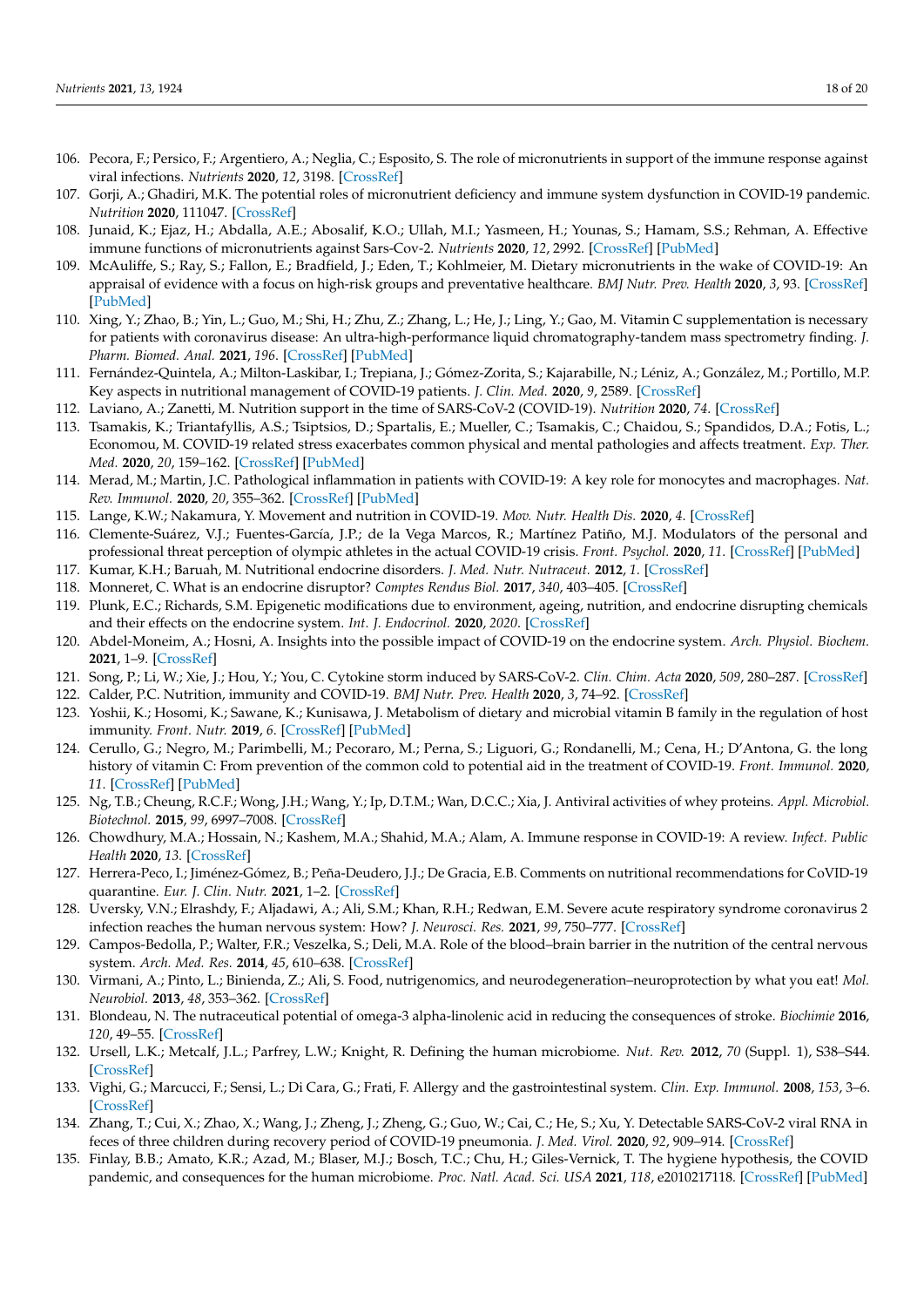106. Pecora, F.; Persico, F.; Argentiero, A.; Neglia, C.; Esposito, S. The role of micronutrients in support of the immune response against viral infections. *Nutrients* **2020**, *12*, 3198. [CrossRef]
107. Gorji, A.; Ghadiri, M.K. The potential roles of micronutrient deficiency and immune system dysfunction in COVID-19 pandemic. *Nutrition* **2020**, 111047. [CrossRef]
108. Junaid, K.; Ejaz, H.; Abdalla, A.E.; Abosalif, K.O.; Ullah, M.I.; Yasmeen, H.; Younas, S.; Hamam, S.S.; Rehman, A. Effective immune functions of micronutrients against Sars-Cov-2. *Nutrients* **2020**, *12*, 2992. [CrossRef] [PubMed]
109. McAuliffe, S.; Ray, S.; Fallon, E.; Bradfield, J.; Eden, T.; Kohlmeier, M. Dietary micronutrients in the wake of COVID-19: An appraisal of evidence with a focus on high-risk groups and preventative healthcare. *BMJ Nutr. Prev. Health* **2020**, *3*, 93. [CrossRef] [PubMed]
110. Xing, Y.; Zhao, B.; Yin, L.; Guo, M.; Shi, H.; Zhu, Z.; Zhang, L.; He, J.; Ling, Y.; Gao, M. Vitamin C supplementation is necessary for patients with coronavirus disease: An ultra-high-performance liquid chromatography-tandem mass spectrometry finding. *J. Pharm. Biomed. Anal.* **2021**, *196*. [CrossRef] [PubMed]
111. Fernández-Quintela, A.; Milton-Laskibar, I.; Trepiana, J.; Gómez-Zorita, S.; Kajarabille, N.; Léniz, A.; González, M.; Portillo, M.P. Key aspects in nutritional management of COVID-19 patients. *J. Clin. Med.* **2020**, *9*, 2589. [CrossRef]
112. Laviano, A.; Zanetti, M. Nutrition support in the time of SARS-CoV-2 (COVID-19). *Nutrition* **2020**, *74*. [CrossRef]
113. Tsamakis, K.; Triantafyllis, A.S.; Tsiptsios, D.; Spartalis, E.; Mueller, C.; Tsamakis, C.; Chaidou, S.; Spandidos, D.A.; Fotis, L.; Economou, M. COVID-19 related stress exacerbates common physical and mental pathologies and affects treatment. *Exp. Ther. Med.* **2020**, *20*, 159–162. [CrossRef] [PubMed]
114. Merad, M.; Martin, J.C. Pathological inflammation in patients with COVID-19: A key role for monocytes and macrophages. *Nat. Rev. Immunol.* **2020**, *20*, 355–362. [CrossRef] [PubMed]
115. Lange, K.W.; Nakamura, Y. Movement and nutrition in COVID-19. *Mov. Nutr. Health Dis.* **2020**, *4*. [CrossRef]
116. Clemente-Suárez, V.J.; Fuentes-García, J.P.; de la Vega Marcos, R.; Martínez Patiño, M.J. Modulators of the personal and professional threat perception of olympic athletes in the actual COVID-19 crisis. *Front. Psychol.* **2020**, *11*. [CrossRef] [PubMed]
117. Kumar, K.H.; Baruah, M. Nutritional endocrine disorders. *J. Med. Nutr. Nutraceut.* **2012**, *1*. [CrossRef]
118. Monneret, C. What is an endocrine disruptor? *Comptes Rendus Biol.* **2017**, *340*, 403–405. [CrossRef]
119. Plunk, E.C.; Richards, S.M. Epigenetic modifications due to environment, ageing, nutrition, and endocrine disrupting chemicals and their effects on the endocrine system. *Int. J. Endocrinol.* **2020**, *2020*. [CrossRef]
120. Abdel-Moneim, A.; Hosni, A. Insights into the possible impact of COVID-19 on the endocrine system. *Arch. Physiol. Biochem.* **2021**, 1–9. [CrossRef]
121. Song, P.; Li, W.; Xie, J.; Hou, Y.; You, C. Cytokine storm induced by SARS-CoV-2. *Clin. Chim. Acta* **2020**, *509*, 280–287. [CrossRef]
122. Calder, P.C. Nutrition, immunity and COVID-19. *BMJ Nutr. Prev. Health* **2020**, *3*, 74–92. [CrossRef]
123. Yoshii, K.; Hosomi, K.; Sawane, K.; Kunisawa, J. Metabolism of dietary and microbial vitamin B family in the regulation of host immunity. *Front. Nutr.* **2019**, *6*. [CrossRef] [PubMed]
124. Cerullo, G.; Negro, M.; Parimbelli, M.; Pecoraro, M.; Perna, S.; Liguori, G.; Rondanelli, M.; Cena, H.; D'Antona, G. the long history of vitamin C: From prevention of the common cold to potential aid in the treatment of COVID-19. *Front. Immunol.* **2020**, *11*. [CrossRef] [PubMed]
125. Ng, T.B.; Cheung, R.C.F.; Wong, J.H.; Wang, Y.; Ip, D.T.M.; Wan, D.C.C.; Xia, J. Antiviral activities of whey proteins. *Appl. Microbiol. Biotechnol.* **2015**, *99*, 6997–7008. [CrossRef]
126. Chowdhury, M.A.; Hossain, N.; Kashem, M.A.; Shahid, M.A.; Alam, A. Immune response in COVID-19: A review. *Infect. Public Health* **2020**, *13*. [CrossRef]
127. Herrera-Peco, I.; Jiménez-Gómez, B.; Peña-Deudero, J.J.; De Gracia, E.B. Comments on nutritional recommendations for CoVID-19 quarantine. *Eur. J. Clin. Nutr.* **2021**, 1–2. [CrossRef]
128. Uversky, V.N.; Elrashdy, F.; Aljadawi, A.; Ali, S.M.; Khan, R.H.; Redwan, E.M. Severe acute respiratory syndrome coronavirus 2 infection reaches the human nervous system: How? *J. Neurosci. Res.* **2021**, *99*, 750–777. [CrossRef]
129. Campos-Bedolla, P.; Walter, F.R.; Veszelka, S.; Deli, M.A. Role of the blood–brain barrier in the nutrition of the central nervous system. *Arch. Med. Res.* **2014**, *45*, 610–638. [CrossRef]
130. Virmani, A.; Pinto, L.; Binienda, Z.; Ali, S. Food, nutrigenomics, and neurodegeneration–neuroprotection by what you eat! *Mol. Neurobiol.* **2013**, *48*, 353–362. [CrossRef]
131. Blondeau, N. The nutraceutical potential of omega-3 alpha-linolenic acid in reducing the consequences of stroke. *Biochimie* **2016**, *120*, 49–55. [CrossRef]
132. Ursell, L.K.; Metcalf, J.L.; Parfrey, L.W.; Knight, R. Defining the human microbiome. *Nut. Rev.* **2012**, *70* (Suppl. 1), S38–S44. [CrossRef]
133. Vighi, G.; Marcucci, F.; Sensi, L.; Di Cara, G.; Frati, F. Allergy and the gastrointestinal system. *Clin. Exp. Immunol.* **2008**, *153*, 3–6. [CrossRef]
134. Zhang, T.; Cui, X.; Zhao, X.; Wang, J.; Zheng, J.; Zheng, G.; Guo, W.; Cai, C.; He, S.; Xu, Y. Detectable SARS-CoV-2 viral RNA in feces of three children during recovery period of COVID-19 pneumonia. *J. Med. Virol.* **2020**, *92*, 909–914. [CrossRef]
135. Finlay, B.B.; Amato, K.R.; Azad, M.; Blaser, M.J.; Bosch, T.C.; Chu, H.; Giles-Vernick, T. The hygiene hypothesis, the COVID pandemic, and consequences for the human microbiome. *Proc. Natl. Acad. Sci. USA* **2021**, *118*, e2010217118. [CrossRef] [PubMed]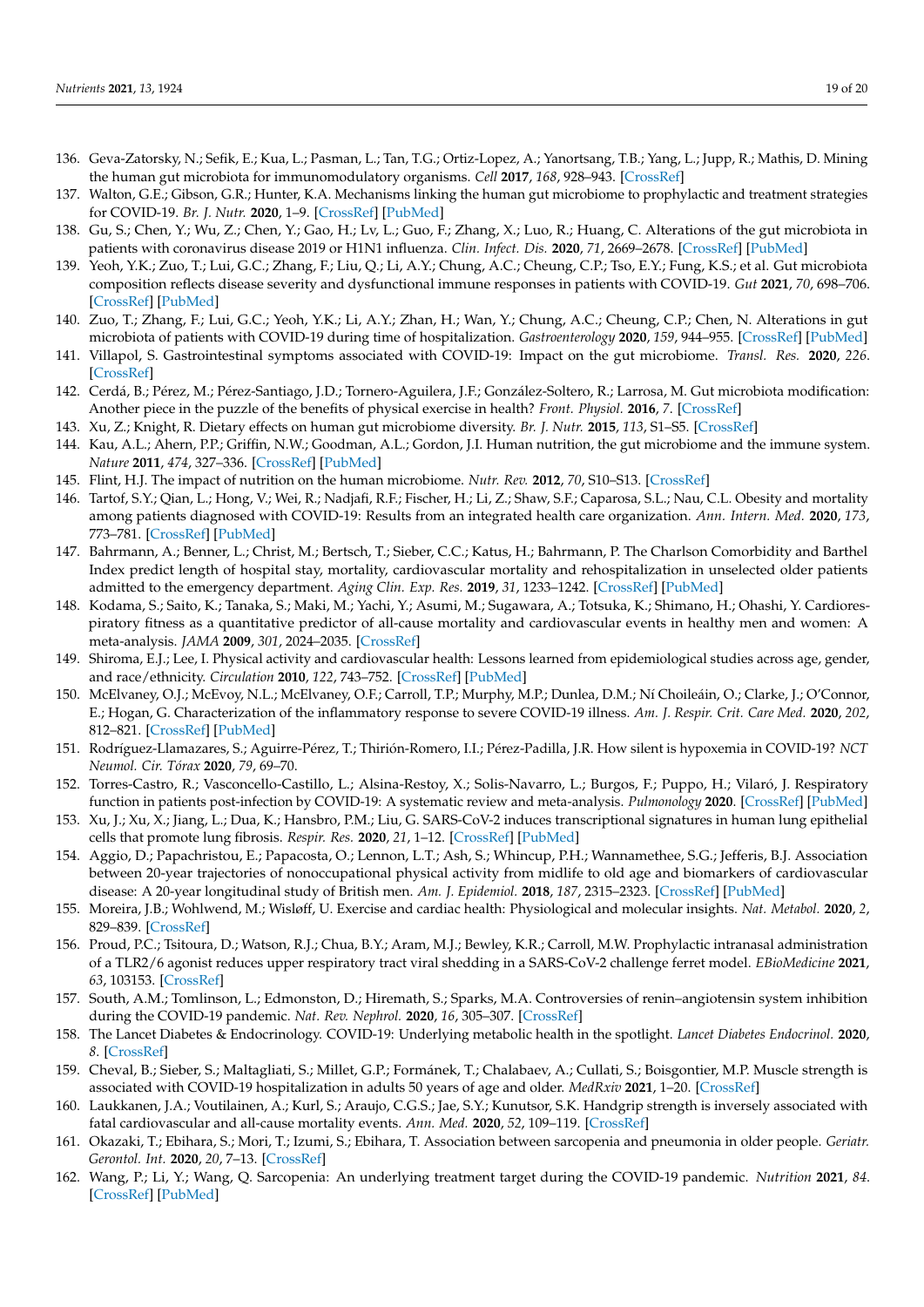136. Geva-Zatorsky, N.; Sefik, E.; Kua, L.; Pasman, L.; Tan, T.G.; Ortiz-Lopez, A.; Yanortsang, T.B.; Yang, L.; Jupp, R.; Mathis, D. Mining the human gut microbiota for immunomodulatory organisms. *Cell* **2017**, *168*, 928–943. [CrossRef]
137. Walton, G.E.; Gibson, G.R.; Hunter, K.A. Mechanisms linking the human gut microbiome to prophylactic and treatment strategies for COVID-19. *Br. J. Nutr.* **2020**, 1–9. [CrossRef] [PubMed]
138. Gu, S.; Chen, Y.; Wu, Z.; Chen, Y.; Gao, H.; Lv, L.; Guo, F.; Zhang, X.; Luo, R.; Huang, C. Alterations of the gut microbiota in patients with coronavirus disease 2019 or H1N1 influenza. *Clin. Infect. Dis.* **2020**, *71*, 2669–2678. [CrossRef] [PubMed]
139. Yeoh, Y.K.; Zuo, T.; Lui, G.C.; Zhang, F.; Liu, Q.; Li, A.Y.; Chung, A.C.; Cheung, C.P.; Tso, E.Y.; Fung, K.S.; et al. Gut microbiota composition reflects disease severity and dysfunctional immune responses in patients with COVID-19. *Gut* **2021**, *70*, 698–706. [CrossRef] [PubMed]
140. Zuo, T.; Zhang, F.; Lui, G.C.; Yeoh, Y.K.; Li, A.Y.; Zhan, H.; Wan, Y.; Chung, A.C.; Cheung, C.P.; Chen, N. Alterations in gut microbiota of patients with COVID-19 during time of hospitalization. *Gastroenterology* **2020**, *159*, 944–955. [CrossRef] [PubMed]
141. Villapol, S. Gastrointestinal symptoms associated with COVID-19: Impact on the gut microbiome. *Transl. Res.* **2020**, *226*. [CrossRef]
142. Cerdá, B.; Pérez, M.; Pérez-Santiago, J.D.; Tornero-Aguilera, J.F.; González-Soltero, R.; Larrosa, M. Gut microbiota modification: Another piece in the puzzle of the benefits of physical exercise in health? *Front. Physiol.* **2016**, *7*. [CrossRef]
143. Xu, Z.; Knight, R. Dietary effects on human gut microbiome diversity. *Br. J. Nutr.* **2015**, *113*, S1–S5. [CrossRef]
144. Kau, A.L.; Ahern, P.P.; Griffin, N.W.; Goodman, A.L.; Gordon, J.I. Human nutrition, the gut microbiome and the immune system. *Nature* **2011**, *474*, 327–336. [CrossRef] [PubMed]
145. Flint, H.J. The impact of nutrition on the human microbiome. *Nutr. Rev.* **2012**, *70*, S10–S13. [CrossRef]
146. Tartof, S.Y.; Qian, L.; Hong, V.; Wei, R.; Nadjafi, R.F.; Fischer, H.; Li, Z.; Shaw, S.F.; Caparosa, S.L.; Nau, C.L. Obesity and mortality among patients diagnosed with COVID-19: Results from an integrated health care organization. *Ann. Intern. Med.* **2020**, *173*, 773–781. [CrossRef] [PubMed]
147. Bahrmann, A.; Benner, L.; Christ, M.; Bertsch, T.; Sieber, C.C.; Katus, H.; Bahrmann, P. The Charlson Comorbidity and Barthel Index predict length of hospital stay, mortality, cardiovascular mortality and rehospitalization in unselected older patients admitted to the emergency department. *Aging Clin. Exp. Res.* **2019**, *31*, 1233–1242. [CrossRef] [PubMed]
148. Kodama, S.; Saito, K.; Tanaka, S.; Maki, M.; Yachi, Y.; Asumi, M.; Sugawara, A.; Totsuka, K.; Shimano, H.; Ohashi, Y. Cardiorespiratory fitness as a quantitative predictor of all-cause mortality and cardiovascular events in healthy men and women: A meta-analysis. *JAMA* **2009**, *301*, 2024–2035. [CrossRef]
149. Shiroma, E.J.; Lee, I. Physical activity and cardiovascular health: Lessons learned from epidemiological studies across age, gender, and race/ethnicity. *Circulation* **2010**, *122*, 743–752. [CrossRef] [PubMed]
150. McElvaney, O.J.; McEvoy, N.L.; McElvaney, O.F.; Carroll, T.P.; Murphy, M.P.; Dunlea, D.M.; Ní Choileáin, O.; Clarke, J.; O'Connor, E.; Hogan, G. Characterization of the inflammatory response to severe COVID-19 illness. *Am. J. Respir. Crit. Care Med.* **2020**, *202*, 812–821. [CrossRef] [PubMed]
151. Rodríguez-Llamazares, S.; Aguirre-Pérez, T.; Thirión-Romero, I.I.; Pérez-Padilla, J.R. How silent is hypoxemia in COVID-19? *NCT Neumol. Cir. Tórax* **2020**, *79*, 69–70.
152. Torres-Castro, R.; Vasconcello-Castillo, L.; Alsina-Restoy, X.; Solis-Navarro, L.; Burgos, F.; Puppo, H.; Vilaró, J. Respiratory function in patients post-infection by COVID-19: A systematic review and meta-analysis. *Pulmonology* **2020**. [CrossRef] [PubMed]
153. Xu, J.; Xu, X.; Jiang, L.; Dua, K.; Hansbro, P.M.; Liu, G. SARS-CoV-2 induces transcriptional signatures in human lung epithelial cells that promote lung fibrosis. *Respir. Res.* **2020**, *21*, 1–12. [CrossRef] [PubMed]
154. Aggio, D.; Papachristou, E.; Papacosta, O.; Lennon, L.T.; Ash, S.; Whincup, P.H.; Wannamethee, S.G.; Jefferis, B.J. Association between 20-year trajectories of nonoccupational physical activity from midlife to old age and biomarkers of cardiovascular disease: A 20-year longitudinal study of British men. *Am. J. Epidemiol.* **2018**, *187*, 2315–2323. [CrossRef] [PubMed]
155. Moreira, J.B.; Wohlwend, M.; Wisløff, U. Exercise and cardiac health: Physiological and molecular insights. *Nat. Metabol.* **2020**, *2*, 829–839. [CrossRef]
156. Proud, P.C.; Tsitoura, D.; Watson, R.J.; Chua, B.Y.; Aram, M.J.; Bewley, K.R.; Carroll, M.W. Prophylactic intranasal administration of a TLR2/6 agonist reduces upper respiratory tract viral shedding in a SARS-CoV-2 challenge ferret model. *EBioMedicine* **2021**, *63*, 103153. [CrossRef]
157. South, A.M.; Tomlinson, L.; Edmonston, D.; Hiremath, S.; Sparks, M.A. Controversies of renin–angiotensin system inhibition during the COVID-19 pandemic. *Nat. Rev. Nephrol.* **2020**, *16*, 305–307. [CrossRef]
158. The Lancet Diabetes & Endocrinology. COVID-19: Underlying metabolic health in the spotlight. *Lancet Diabetes Endocrinol.* **2020**, *8*. [CrossRef]
159. Cheval, B.; Sieber, S.; Maltagliati, S.; Millet, G.P.; Formánek, T.; Chalabaev, A.; Cullati, S.; Boisgontier, M.P. Muscle strength is associated with COVID-19 hospitalization in adults 50 years of age and older. *MedRxiv* **2021**, 1–20. [CrossRef]
160. Laukkanen, J.A.; Voutilainen, A.; Kurl, S.; Araujo, C.G.S.; Jae, S.Y.; Kunutsor, S.K. Handgrip strength is inversely associated with fatal cardiovascular and all-cause mortality events. *Ann. Med.* **2020**, *52*, 109–119. [CrossRef]
161. Okazaki, T.; Ebihara, S.; Mori, T.; Izumi, S.; Ebihara, T. Association between sarcopenia and pneumonia in older people. *Geriatr. Gerontol. Int.* **2020**, *20*, 7–13. [CrossRef]
162. Wang, P.; Li, Y.; Wang, Q. Sarcopenia: An underlying treatment target during the COVID-19 pandemic. *Nutrition* **2021**, *84*. [CrossRef] [PubMed]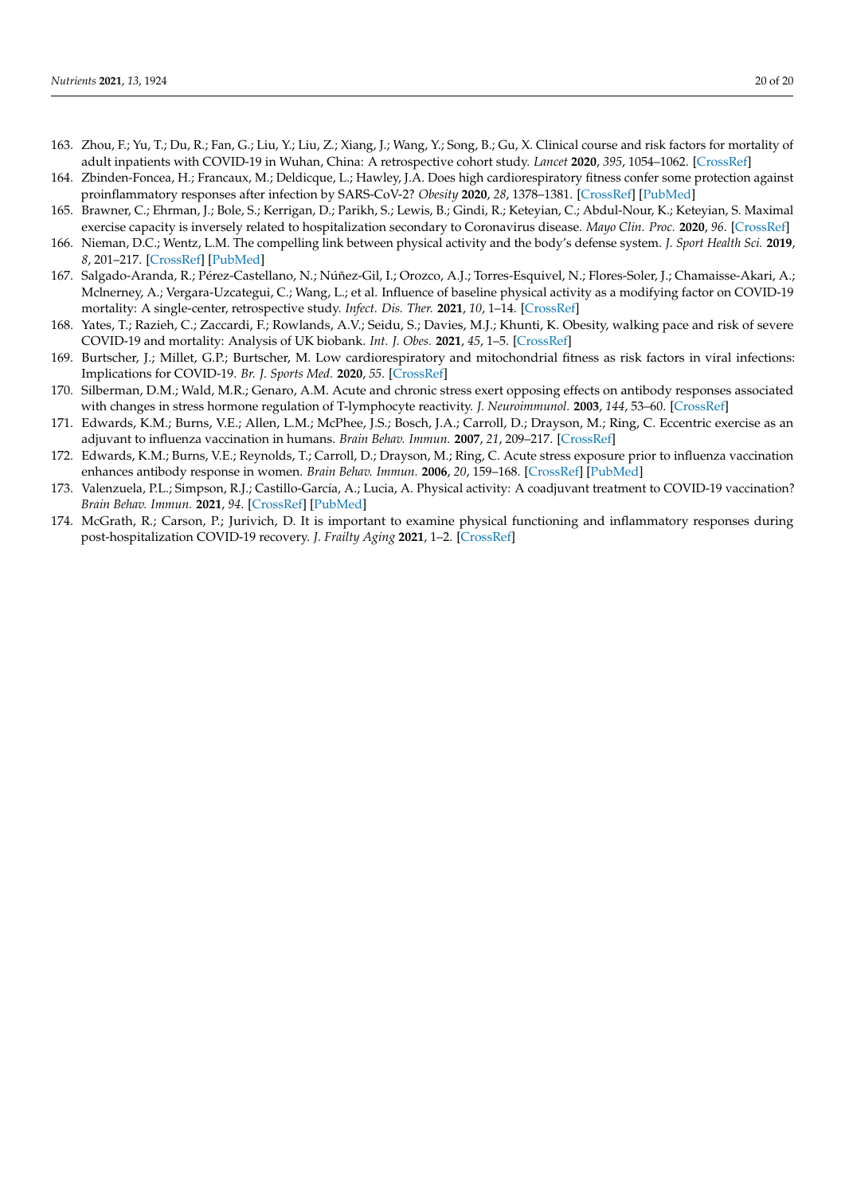163. Zhou, F.; Yu, T.; Du, R.; Fan, G.; Liu, Y.; Liu, Z.; Xiang, J.; Wang, Y.; Song, B.; Gu, X. Clinical course and risk factors for mortality of adult inpatients with COVID-19 in Wuhan, China: A retrospective cohort study. *Lancet* **2020**, *395*, 1054–1062. [CrossRef]
164. Zbinden-Foncea, H.; Francaux, M.; Deldicque, L.; Hawley, J.A. Does high cardiorespiratory fitness confer some protection against proinflammatory responses after infection by SARS-CoV-2? *Obesity* **2020**, *28*, 1378–1381. [CrossRef] [PubMed]
165. Brawner, C.; Ehrman, J.; Bole, S.; Kerrigan, D.; Parikh, S.; Lewis, B.; Gindi, R.; Keteyian, C.; Abdul-Nour, K.; Keteyian, S. Maximal exercise capacity is inversely related to hospitalization secondary to Coronavirus disease. *Mayo Clin. Proc.* **2020**, *96*. [CrossRef]
166. Nieman, D.C.; Wentz, L.M. The compelling link between physical activity and the body's defense system. *J. Sport Health Sci.* **2019**, *8*, 201–217. [CrossRef] [PubMed]
167. Salgado-Aranda, R.; Pérez-Castellano, N.; Núñez-Gil, I.; Orozco, A.J.; Torres-Esquivel, N.; Flores-Soler, J.; Chamaisse-Akari, A.; Mclnerney, A.; Vergara-Uzcategui, C.; Wang, L.; et al. Influence of baseline physical activity as a modifying factor on COVID-19 mortality: A single-center, retrospective study. *Infect. Dis. Ther.* **2021**, *10*, 1–14. [CrossRef]
168. Yates, T.; Razieh, C.; Zaccardi, F.; Rowlands, A.V.; Seidu, S.; Davies, M.J.; Khunti, K. Obesity, walking pace and risk of severe COVID-19 and mortality: Analysis of UK biobank. *Int. J. Obes.* **2021**, *45*, 1–5. [CrossRef]
169. Burtscher, J.; Millet, G.P.; Burtscher, M. Low cardiorespiratory and mitochondrial fitness as risk factors in viral infections: Implications for COVID-19. *Br. J. Sports Med.* **2020**, *55*. [CrossRef]
170. Silberman, D.M.; Wald, M.R.; Genaro, A.M. Acute and chronic stress exert opposing effects on antibody responses associated with changes in stress hormone regulation of T-lymphocyte reactivity. *J. Neuroimmunol.* **2003**, *144*, 53–60. [CrossRef]
171. Edwards, K.M.; Burns, V.E.; Allen, L.M.; McPhee, J.S.; Bosch, J.A.; Carroll, D.; Drayson, M.; Ring, C. Eccentric exercise as an adjuvant to influenza vaccination in humans. *Brain Behav. Immun.* **2007**, *21*, 209–217. [CrossRef]
172. Edwards, K.M.; Burns, V.E.; Reynolds, T.; Carroll, D.; Drayson, M.; Ring, C. Acute stress exposure prior to influenza vaccination enhances antibody response in women. *Brain Behav. Immun.* **2006**, *20*, 159–168. [CrossRef] [PubMed]
173. Valenzuela, P.L.; Simpson, R.J.; Castillo-García, A.; Lucia, A. Physical activity: A coadjuvant treatment to COVID-19 vaccination? *Brain Behav. Immun.* **2021**, *94*. [CrossRef] [PubMed]
174. McGrath, R.; Carson, P.; Jurivich, D. It is important to examine physical functioning and inflammatory responses during post-hospitalization COVID-19 recovery. *J. Frailty Aging* **2021**, 1–2. [CrossRef]